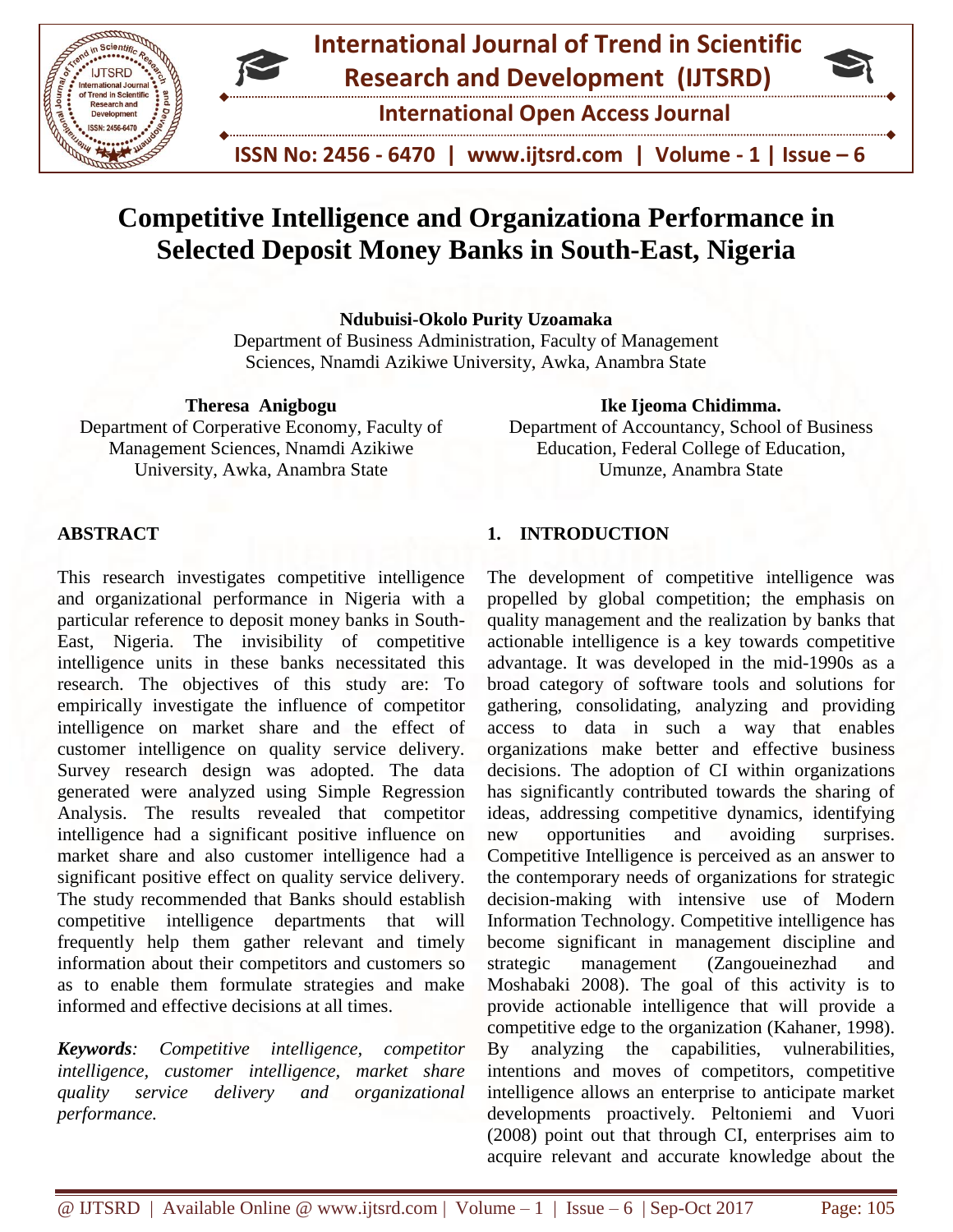# Competitive Intelligence and Organizationa Performance in Selected Deposit Money Banks in South-East, Nigeria

**Ndubuisi-Okolo Purity Uzoamaka**
Department of Business Administration, Faculty of Management Sciences, Nnamdi Azikiwe University, Awka, Anambra State

**Theresa Anigbogu**
Department of Corperative Economy, Faculty of Management Sciences, Nnamdi Azikiwe University, Awka, Anambra State

**Ike Ijeoma Chidimma.**
Department of Accountancy, School of Business Education, Federal College of Education, Umunze, Anambra State

## ABSTRACT

This research investigates competitive intelligence and organizational performance in Nigeria with a particular reference to deposit money banks in South-East, Nigeria. The invisibility of competitive intelligence units in these banks necessitated this research. The objectives of this study are: To empirically investigate the influence of competitor intelligence on market share and the effect of customer intelligence on quality service delivery. Survey research design was adopted. The data generated were analyzed using Simple Regression Analysis. The results revealed that competitor intelligence had a significant positive influence on market share and also customer intelligence had a significant positive effect on quality service delivery. The study recommended that Banks should establish competitive intelligence departments that will frequently help them gather relevant and timely information about their competitors and customers so as to enable them formulate strategies and make informed and effective decisions at all times.

***Keywords**: Competitive intelligence, competitor intelligence, customer intelligence, market share quality service delivery and organizational performance.*

## 1. INTRODUCTION

The development of competitive intelligence was propelled by global competition; the emphasis on quality management and the realization by banks that actionable intelligence is a key towards competitive advantage. It was developed in the mid-1990s as a broad category of software tools and solutions for gathering, consolidating, analyzing and providing access to data in such a way that enables organizations make better and effective business decisions. The adoption of CI within organizations has significantly contributed towards the sharing of ideas, addressing competitive dynamics, identifying new opportunities and avoiding surprises. Competitive Intelligence is perceived as an answer to the contemporary needs of organizations for strategic decision-making with intensive use of Modern Information Technology. Competitive intelligence has become significant in management discipline and strategic management (Zangoueinezhad and Moshabaki 2008). The goal of this activity is to provide actionable intelligence that will provide a competitive edge to the organization (Kahaner, 1998). By analyzing the capabilities, vulnerabilities, intentions and moves of competitors, competitive intelligence allows an enterprise to anticipate market developments proactively. Peltoniemi and Vuori (2008) point out that through CI, enterprises aim to acquire relevant and accurate knowledge about the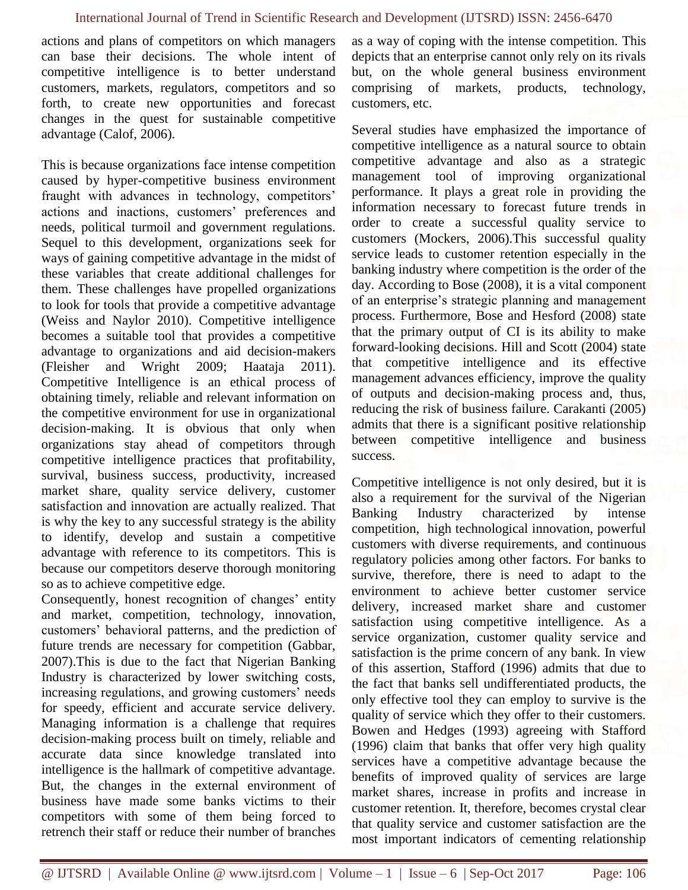actions and plans of competitors on which managers can base their decisions. The whole intent of competitive intelligence is to better understand customers, markets, regulators, competitors and so forth, to create new opportunities and forecast changes in the quest for sustainable competitive advantage (Calof, 2006).

This is because organizations face intense competition caused by hyper-competitive business environment fraught with advances in technology, competitors' actions and inactions, customers' preferences and needs, political turmoil and government regulations. Sequel to this development, organizations seek for ways of gaining competitive advantage in the midst of these variables that create additional challenges for them. These challenges have propelled organizations to look for tools that provide a competitive advantage (Weiss and Naylor 2010). Competitive intelligence becomes a suitable tool that provides a competitive advantage to organizations and aid decision-makers (Fleisher and Wright 2009; Haataja 2011). Competitive Intelligence is an ethical process of obtaining timely, reliable and relevant information on the competitive environment for use in organizational decision-making. It is obvious that only when organizations stay ahead of competitors through competitive intelligence practices that profitability, survival, business success, productivity, increased market share, quality service delivery, customer satisfaction and innovation are actually realized. That is why the key to any successful strategy is the ability to identify, develop and sustain a competitive advantage with reference to its competitors. This is because our competitors deserve thorough monitoring so as to achieve competitive edge.

Consequently, honest recognition of changes' entity and market, competition, technology, innovation, customers' behavioral patterns, and the prediction of future trends are necessary for competition (Gabbar, 2007).This is due to the fact that Nigerian Banking Industry is characterized by lower switching costs, increasing regulations, and growing customers' needs for speedy, efficient and accurate service delivery. Managing information is a challenge that requires decision-making process built on timely, reliable and accurate data since knowledge translated into intelligence is the hallmark of competitive advantage. But, the changes in the external environment of business have made some banks victims to their competitors with some of them being forced to retrench their staff or reduce their number of branches as a way of coping with the intense competition. This depicts that an enterprise cannot only rely on its rivals but, on the whole general business environment comprising of markets, products, technology, customers, etc.

Several studies have emphasized the importance of competitive intelligence as a natural source to obtain competitive advantage and also as a strategic management tool of improving organizational performance. It plays a great role in providing the information necessary to forecast future trends in order to create a successful quality service to customers (Mockers, 2006).This successful quality service leads to customer retention especially in the banking industry where competition is the order of the day. According to Bose (2008), it is a vital component of an enterprise's strategic planning and management process. Furthermore, Bose and Hesford (2008) state that the primary output of CI is its ability to make forward-looking decisions. Hill and Scott (2004) state that competitive intelligence and its effective management advances efficiency, improve the quality of outputs and decision-making process and, thus, reducing the risk of business failure. Carakanti (2005) admits that there is a significant positive relationship between competitive intelligence and business success.

Competitive intelligence is not only desired, but it is also a requirement for the survival of the Nigerian Banking Industry characterized by intense competition, high technological innovation, powerful customers with diverse requirements, and continuous regulatory policies among other factors. For banks to survive, therefore, there is need to adapt to the environment to achieve better customer service delivery, increased market share and customer satisfaction using competitive intelligence. As a service organization, customer quality service and satisfaction is the prime concern of any bank. In view of this assertion, Stafford (1996) admits that due to the fact that banks sell undifferentiated products, the only effective tool they can employ to survive is the quality of service which they offer to their customers. Bowen and Hedges (1993) agreeing with Stafford (1996) claim that banks that offer very high quality services have a competitive advantage because the benefits of improved quality of services are large market shares, increase in profits and increase in customer retention. It, therefore, becomes crystal clear that quality service and customer satisfaction are the most important indicators of cementing relationship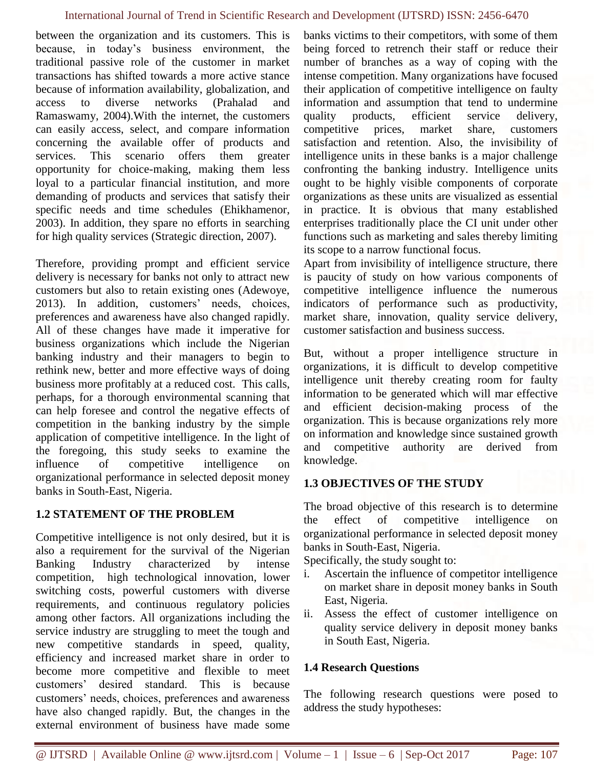between the organization and its customers. This is because, in today's business environment, the traditional passive role of the customer in market transactions has shifted towards a more active stance because of information availability, globalization, and access to diverse networks (Prahalad and Ramaswamy, 2004).With the internet, the customers can easily access, select, and compare information concerning the available offer of products and services. This scenario offers them greater opportunity for choice-making, making them less loyal to a particular financial institution, and more demanding of products and services that satisfy their specific needs and time schedules (Ehikhamenor, 2003). In addition, they spare no efforts in searching for high quality services (Strategic direction, 2007).

Therefore, providing prompt and efficient service delivery is necessary for banks not only to attract new customers but also to retain existing ones (Adewoye, 2013). In addition, customers' needs, choices, preferences and awareness have also changed rapidly. All of these changes have made it imperative for business organizations which include the Nigerian banking industry and their managers to begin to rethink new, better and more effective ways of doing business more profitably at a reduced cost. This calls, perhaps, for a thorough environmental scanning that can help foresee and control the negative effects of competition in the banking industry by the simple application of competitive intelligence. In the light of the foregoing, this study seeks to examine the influence of competitive intelligence on organizational performance in selected deposit money banks in South-East, Nigeria.

## 1.2 STATEMENT OF THE PROBLEM

Competitive intelligence is not only desired, but it is also a requirement for the survival of the Nigerian Banking Industry characterized by intense competition, high technological innovation, lower switching costs, powerful customers with diverse requirements, and continuous regulatory policies among other factors. All organizations including the service industry are struggling to meet the tough and new competitive standards in speed, quality, efficiency and increased market share in order to become more competitive and flexible to meet customers' desired standard. This is because customers' needs, choices, preferences and awareness have also changed rapidly. But, the changes in the external environment of business have made some banks victims to their competitors, with some of them being forced to retrench their staff or reduce their number of branches as a way of coping with the intense competition. Many organizations have focused their application of competitive intelligence on faulty information and assumption that tend to undermine quality products, efficient service delivery, competitive prices, market share, customers satisfaction and retention. Also, the invisibility of intelligence units in these banks is a major challenge confronting the banking industry. Intelligence units ought to be highly visible components of corporate organizations as these units are visualized as essential in practice. It is obvious that many established enterprises traditionally place the CI unit under other functions such as marketing and sales thereby limiting its scope to a narrow functional focus.
Apart from invisibility of intelligence structure, there is paucity of study on how various components of competitive intelligence influence the numerous indicators of performance such as productivity, market share, innovation, quality service delivery, customer satisfaction and business success.

But, without a proper intelligence structure in organizations, it is difficult to develop competitive intelligence unit thereby creating room for faulty information to be generated which will mar effective and efficient decision-making process of the organization. This is because organizations rely more on information and knowledge since sustained growth and competitive authority are derived from knowledge.

## 1.3 OBJECTIVES OF THE STUDY

The broad objective of this research is to determine the effect of competitive intelligence on organizational performance in selected deposit money banks in South-East, Nigeria.
Specifically, the study sought to:

i. Ascertain the influence of competitor intelligence on market share in deposit money banks in South East, Nigeria.
ii. Assess the effect of customer intelligence on quality service delivery in deposit money banks in South East, Nigeria.

## 1.4 Research Questions

The following research questions were posed to address the study hypotheses: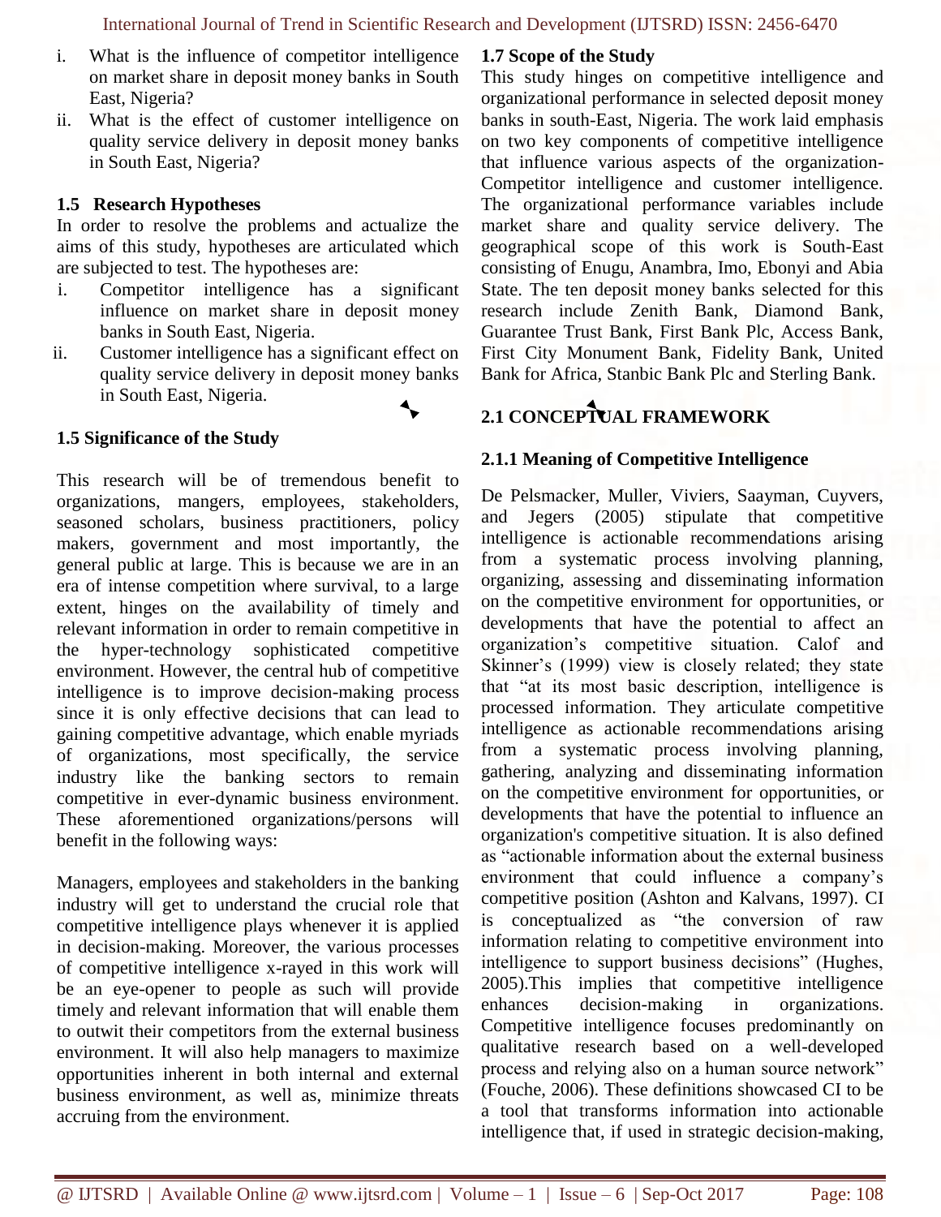i. What is the influence of competitor intelligence on market share in deposit money banks in South East, Nigeria?
ii. What is the effect of customer intelligence on quality service delivery in deposit money banks in South East, Nigeria?

### 1.5 Research Hypotheses

In order to resolve the problems and actualize the aims of this study, hypotheses are articulated which are subjected to test. The hypotheses are:

i. Competitor intelligence has a significant influence on market share in deposit money banks in South East, Nigeria.
ii. Customer intelligence has a significant effect on quality service delivery in deposit money banks in South East, Nigeria.

### 1.5 Significance of the Study

This research will be of tremendous benefit to organizations, mangers, employees, stakeholders, seasoned scholars, business practitioners, policy makers, government and most importantly, the general public at large. This is because we are in an era of intense competition where survival, to a large extent, hinges on the availability of timely and relevant information in order to remain competitive in the hyper-technology sophisticated competitive environment. However, the central hub of competitive intelligence is to improve decision-making process since it is only effective decisions that can lead to gaining competitive advantage, which enable myriads of organizations, most specifically, the service industry like the banking sectors to remain competitive in ever-dynamic business environment. These aforementioned organizations/persons will benefit in the following ways:

Managers, employees and stakeholders in the banking industry will get to understand the crucial role that competitive intelligence plays whenever it is applied in decision-making. Moreover, the various processes of competitive intelligence x-rayed in this work will be an eye-opener to people as such will provide timely and relevant information that will enable them to outwit their competitors from the external business environment. It will also help managers to maximize opportunities inherent in both internal and external business environment, as well as, minimize threats accruing from the environment.

### 1.7 Scope of the Study

This study hinges on competitive intelligence and organizational performance in selected deposit money banks in south-East, Nigeria. The work laid emphasis on two key components of competitive intelligence that influence various aspects of the organization- Competitor intelligence and customer intelligence. The organizational performance variables include market share and quality service delivery. The geographical scope of this work is South-East consisting of Enugu, Anambra, Imo, Ebonyi and Abia State. The ten deposit money banks selected for this research include Zenith Bank, Diamond Bank, Guarantee Trust Bank, First Bank Plc, Access Bank, First City Monument Bank, Fidelity Bank, United Bank for Africa, Stanbic Bank Plc and Sterling Bank.

## 2.1 CONCEPTUAL FRAMEWORK

### 2.1.1 Meaning of Competitive Intelligence

De Pelsmacker, Muller, Viviers, Saayman, Cuyvers, and Jegers (2005) stipulate that competitive intelligence is actionable recommendations arising from a systematic process involving planning, organizing, assessing and disseminating information on the competitive environment for opportunities, or developments that have the potential to affect an organization's competitive situation. Calof and Skinner's (1999) view is closely related; they state that "at its most basic description, intelligence is processed information. They articulate competitive intelligence as actionable recommendations arising from a systematic process involving planning, gathering, analyzing and disseminating information on the competitive environment for opportunities, or developments that have the potential to influence an organization's competitive situation. It is also defined as "actionable information about the external business environment that could influence a company's competitive position (Ashton and Kalvans, 1997). CI is conceptualized as "the conversion of raw information relating to competitive environment into intelligence to support business decisions" (Hughes, 2005).This implies that competitive intelligence enhances decision-making in organizations. Competitive intelligence focuses predominantly on qualitative research based on a well-developed process and relying also on a human source network" (Fouche, 2006). These definitions showcased CI to be a tool that transforms information into actionable intelligence that, if used in strategic decision-making,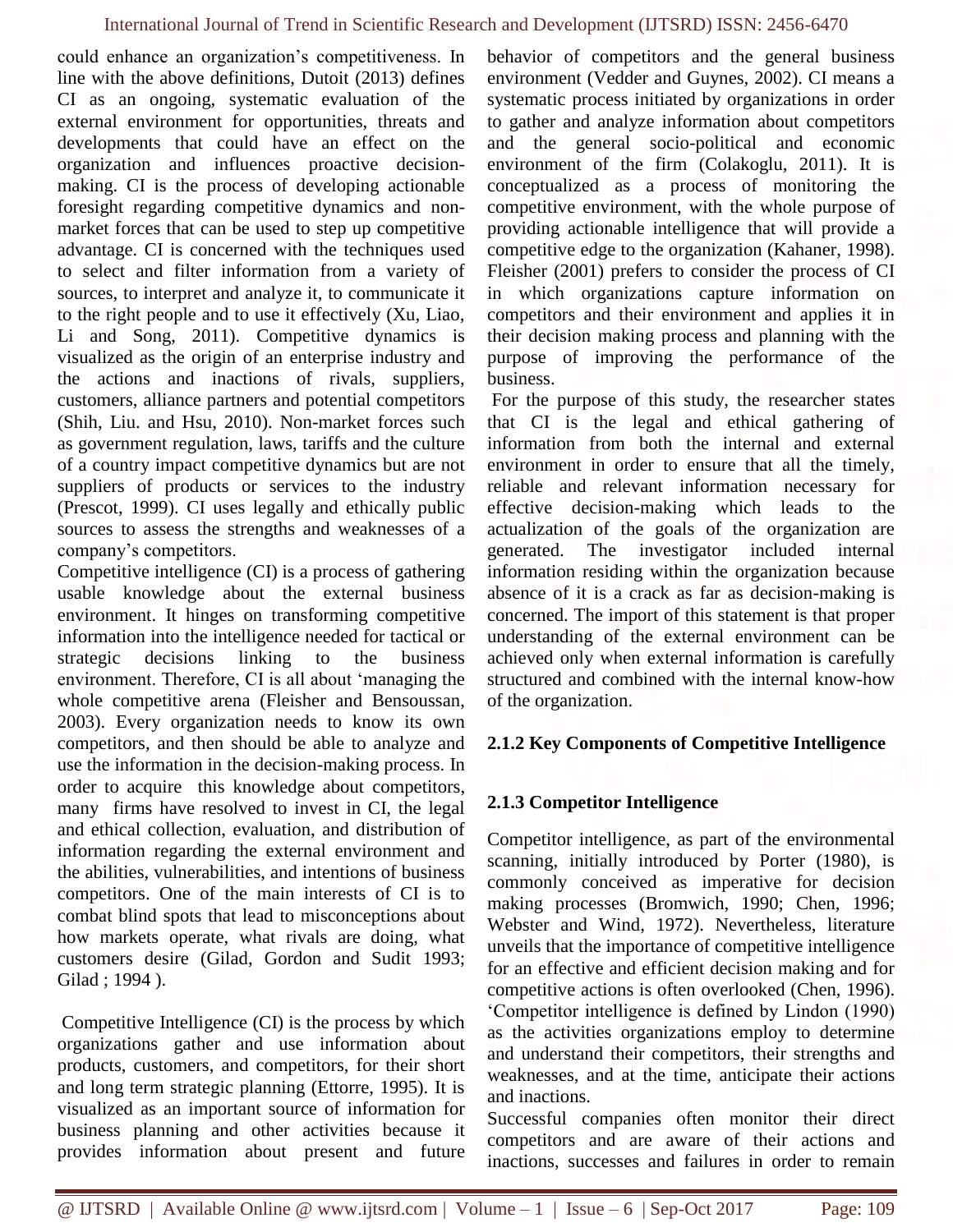could enhance an organization's competitiveness. In line with the above definitions, Dutoit (2013) defines CI as an ongoing, systematic evaluation of the external environment for opportunities, threats and developments that could have an effect on the organization and influences proactive decision-making. CI is the process of developing actionable foresight regarding competitive dynamics and non-market forces that can be used to step up competitive advantage. CI is concerned with the techniques used to select and filter information from a variety of sources, to interpret and analyze it, to communicate it to the right people and to use it effectively (Xu, Liao, Li and Song, 2011). Competitive dynamics is visualized as the origin of an enterprise industry and the actions and inactions of rivals, suppliers, customers, alliance partners and potential competitors (Shih, Liu. and Hsu, 2010). Non-market forces such as government regulation, laws, tariffs and the culture of a country impact competitive dynamics but are not suppliers of products or services to the industry (Prescot, 1999). CI uses legally and ethically public sources to assess the strengths and weaknesses of a company's competitors.

Competitive intelligence (CI) is a process of gathering usable knowledge about the external business environment. It hinges on transforming competitive information into the intelligence needed for tactical or strategic decisions linking to the business environment. Therefore, CI is all about 'managing the whole competitive arena (Fleisher and Bensoussan, 2003). Every organization needs to know its own competitors, and then should be able to analyze and use the information in the decision-making process. In order to acquire this knowledge about competitors, many firms have resolved to invest in CI, the legal and ethical collection, evaluation, and distribution of information regarding the external environment and the abilities, vulnerabilities, and intentions of business competitors. One of the main interests of CI is to combat blind spots that lead to misconceptions about how markets operate, what rivals are doing, what customers desire (Gilad, Gordon and Sudit 1993; Gilad ; 1994 ).

Competitive Intelligence (CI) is the process by which organizations gather and use information about products, customers, and competitors, for their short and long term strategic planning (Ettorre, 1995). It is visualized as an important source of information for business planning and other activities because it provides information about present and future behavior of competitors and the general business environment (Vedder and Guynes, 2002). CI means a systematic process initiated by organizations in order to gather and analyze information about competitors and the general socio-political and economic environment of the firm (Colakoglu, 2011). It is conceptualized as a process of monitoring the competitive environment, with the whole purpose of providing actionable intelligence that will provide a competitive edge to the organization (Kahaner, 1998). Fleisher (2001) prefers to consider the process of CI in which organizations capture information on competitors and their environment and applies it in their decision making process and planning with the purpose of improving the performance of the business.

For the purpose of this study, the researcher states that CI is the legal and ethical gathering of information from both the internal and external environment in order to ensure that all the timely, reliable and relevant information necessary for effective decision-making which leads to the actualization of the goals of the organization are generated. The investigator included internal information residing within the organization because absence of it is a crack as far as decision-making is concerned. The import of this statement is that proper understanding of the external environment can be achieved only when external information is carefully structured and combined with the internal know-how of the organization.

### 2.1.2 Key Components of Competitive Intelligence

### 2.1.3 Competitor Intelligence

Competitor intelligence, as part of the environmental scanning, initially introduced by Porter (1980), is commonly conceived as imperative for decision making processes (Bromwich, 1990; Chen, 1996; Webster and Wind, 1972). Nevertheless, literature unveils that the importance of competitive intelligence for an effective and efficient decision making and for competitive actions is often overlooked (Chen, 1996). 'Competitor intelligence is defined by Lindon (1990) as the activities organizations employ to determine and understand their competitors, their strengths and weaknesses, and at the time, anticipate their actions and inactions.

Successful companies often monitor their direct competitors and are aware of their actions and inactions, successes and failures in order to remain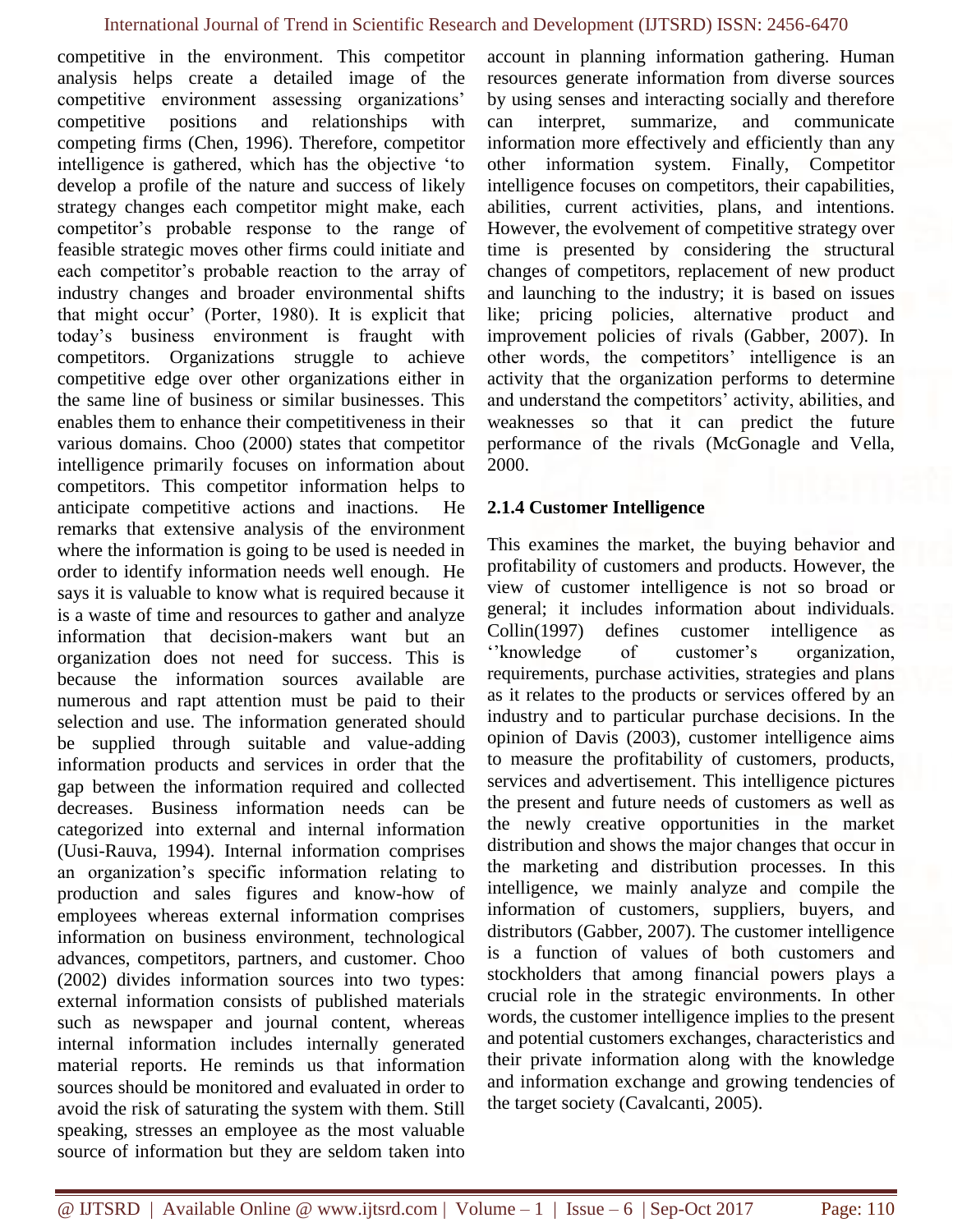competitive in the environment. This competitor analysis helps create a detailed image of the competitive environment assessing organizations' competitive positions and relationships with competing firms (Chen, 1996). Therefore, competitor intelligence is gathered, which has the objective 'to develop a profile of the nature and success of likely strategy changes each competitor might make, each competitor's probable response to the range of feasible strategic moves other firms could initiate and each competitor's probable reaction to the array of industry changes and broader environmental shifts that might occur' (Porter, 1980). It is explicit that today's business environment is fraught with competitors. Organizations struggle to achieve competitive edge over other organizations either in the same line of business or similar businesses. This enables them to enhance their competitiveness in their various domains. Choo (2000) states that competitor intelligence primarily focuses on information about competitors. This competitor information helps to anticipate competitive actions and inactions. He remarks that extensive analysis of the environment where the information is going to be used is needed in order to identify information needs well enough. He says it is valuable to know what is required because it is a waste of time and resources to gather and analyze information that decision-makers want but an organization does not need for success. This is because the information sources available are numerous and rapt attention must be paid to their selection and use. The information generated should be supplied through suitable and value-adding information products and services in order that the gap between the information required and collected decreases. Business information needs can be categorized into external and internal information (Uusi-Rauva, 1994). Internal information comprises an organization's specific information relating to production and sales figures and know-how of employees whereas external information comprises information on business environment, technological advances, competitors, partners, and customer. Choo (2002) divides information sources into two types: external information consists of published materials such as newspaper and journal content, whereas internal information includes internally generated material reports. He reminds us that information sources should be monitored and evaluated in order to avoid the risk of saturating the system with them. Still speaking, stresses an employee as the most valuable source of information but they are seldom taken into account in planning information gathering. Human resources generate information from diverse sources by using senses and interacting socially and therefore can interpret, summarize, and communicate information more effectively and efficiently than any other information system. Finally, Competitor intelligence focuses on competitors, their capabilities, abilities, current activities, plans, and intentions. However, the evolvement of competitive strategy over time is presented by considering the structural changes of competitors, replacement of new product and launching to the industry; it is based on issues like; pricing policies, alternative product and improvement policies of rivals (Gabber, 2007). In other words, the competitors' intelligence is an activity that the organization performs to determine and understand the competitors' activity, abilities, and weaknesses so that it can predict the future performance of the rivals (McGonagle and Vella, 2000.

### 2.1.4 Customer Intelligence

This examines the market, the buying behavior and profitability of customers and products. However, the view of customer intelligence is not so broad or general; it includes information about individuals. Collin(1997) defines customer intelligence as ''knowledge of customer's organization, requirements, purchase activities, strategies and plans as it relates to the products or services offered by an industry and to particular purchase decisions. In the opinion of Davis (2003), customer intelligence aims to measure the profitability of customers, products, services and advertisement. This intelligence pictures the present and future needs of customers as well as the newly creative opportunities in the market distribution and shows the major changes that occur in the marketing and distribution processes. In this intelligence, we mainly analyze and compile the information of customers, suppliers, buyers, and distributors (Gabber, 2007). The customer intelligence is a function of values of both customers and stockholders that among financial powers plays a crucial role in the strategic environments. In other words, the customer intelligence implies to the present and potential customers exchanges, characteristics and their private information along with the knowledge and information exchange and growing tendencies of the target society (Cavalcanti, 2005).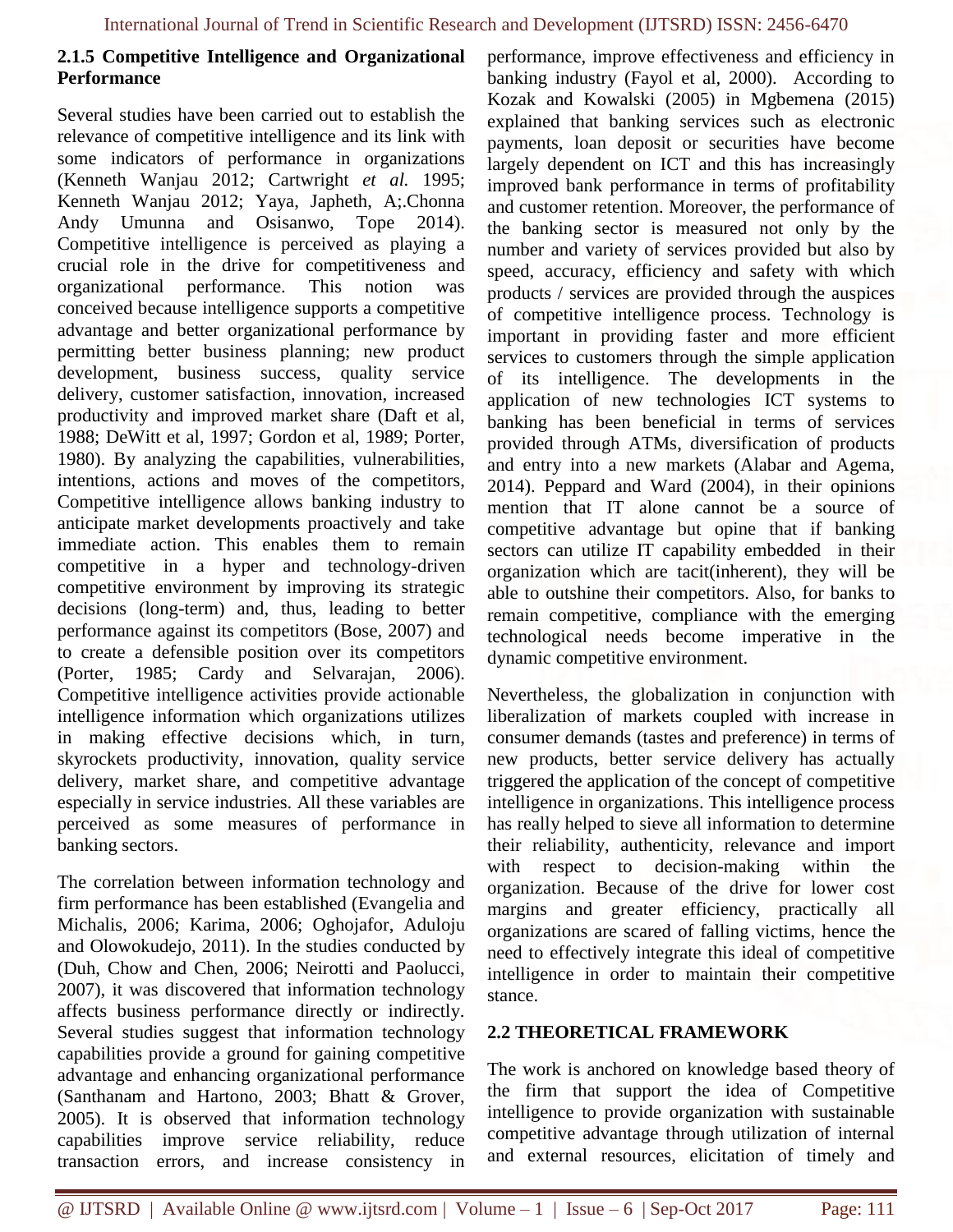### 2.1.5 Competitive Intelligence and Organizational Performance

Several studies have been carried out to establish the relevance of competitive intelligence and its link with some indicators of performance in organizations (Kenneth Wanjau 2012; Cartwright *et al.* 1995; Kenneth Wanjau 2012; Yaya, Japheth, A;.Chonna Andy Umunna and Osisanwo, Tope 2014). Competitive intelligence is perceived as playing a crucial role in the drive for competitiveness and organizational performance. This notion was conceived because intelligence supports a competitive advantage and better organizational performance by permitting better business planning; new product development, business success, quality service delivery, customer satisfaction, innovation, increased productivity and improved market share (Daft et al, 1988; DeWitt et al, 1997; Gordon et al, 1989; Porter, 1980). By analyzing the capabilities, vulnerabilities, intentions, actions and moves of the competitors, Competitive intelligence allows banking industry to anticipate market developments proactively and take immediate action. This enables them to remain competitive in a hyper and technology-driven competitive environment by improving its strategic decisions (long-term) and, thus, leading to better performance against its competitors (Bose, 2007) and to create a defensible position over its competitors (Porter, 1985; Cardy and Selvarajan, 2006). Competitive intelligence activities provide actionable intelligence information which organizations utilizes in making effective decisions which, in turn, skyrockets productivity, innovation, quality service delivery, market share, and competitive advantage especially in service industries. All these variables are perceived as some measures of performance in banking sectors.

The correlation between information technology and firm performance has been established (Evangelia and Michalis, 2006; Karima, 2006; Oghojafor, Aduloju and Olowokudejo, 2011). In the studies conducted by (Duh, Chow and Chen, 2006; Neirotti and Paolucci, 2007), it was discovered that information technology affects business performance directly or indirectly. Several studies suggest that information technology capabilities provide a ground for gaining competitive advantage and enhancing organizational performance (Santhanam and Hartono, 2003; Bhatt & Grover, 2005). It is observed that information technology capabilities improve service reliability, reduce transaction errors, and increase consistency in performance, improve effectiveness and efficiency in banking industry (Fayol et al, 2000). According to Kozak and Kowalski (2005) in Mgbemena (2015) explained that banking services such as electronic payments, loan deposit or securities have become largely dependent on ICT and this has increasingly improved bank performance in terms of profitability and customer retention. Moreover, the performance of the banking sector is measured not only by the number and variety of services provided but also by speed, accuracy, efficiency and safety with which products / services are provided through the auspices of competitive intelligence process. Technology is important in providing faster and more efficient services to customers through the simple application of its intelligence. The developments in the application of new technologies ICT systems to banking has been beneficial in terms of services provided through ATMs, diversification of products and entry into a new markets (Alabar and Agema, 2014). Peppard and Ward (2004), in their opinions mention that IT alone cannot be a source of competitive advantage but opine that if banking sectors can utilize IT capability embedded in their organization which are tacit(inherent), they will be able to outshine their competitors. Also, for banks to remain competitive, compliance with the emerging technological needs become imperative in the dynamic competitive environment.

Nevertheless, the globalization in conjunction with liberalization of markets coupled with increase in consumer demands (tastes and preference) in terms of new products, better service delivery has actually triggered the application of the concept of competitive intelligence in organizations. This intelligence process has really helped to sieve all information to determine their reliability, authenticity, relevance and import with respect to decision-making within the organization. Because of the drive for lower cost margins and greater efficiency, practically all organizations are scared of falling victims, hence the need to effectively integrate this ideal of competitive intelligence in order to maintain their competitive stance.

## 2.2 THEORETICAL FRAMEWORK

The work is anchored on knowledge based theory of the firm that support the idea of Competitive intelligence to provide organization with sustainable competitive advantage through utilization of internal and external resources, elicitation of timely and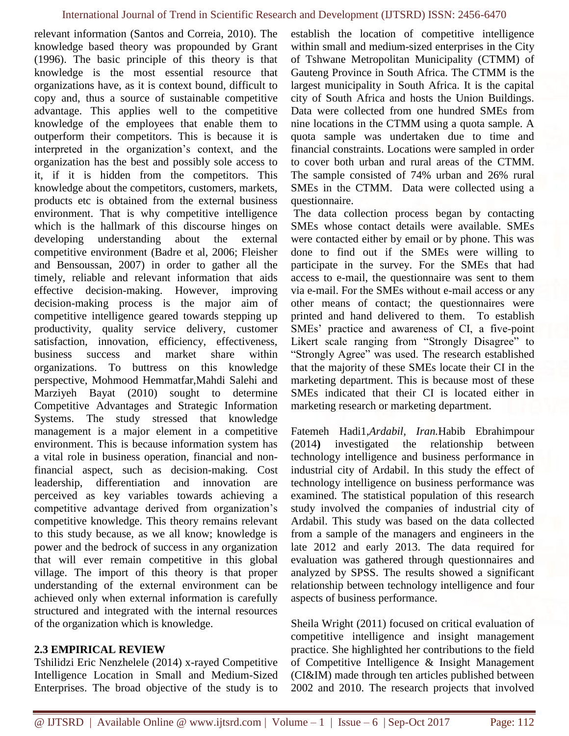relevant information (Santos and Correia, 2010). The knowledge based theory was propounded by Grant (1996). The basic principle of this theory is that knowledge is the most essential resource that organizations have, as it is context bound, difficult to copy and, thus a source of sustainable competitive advantage. This applies well to the competitive knowledge of the employees that enable them to outperform their competitors. This is because it is interpreted in the organization's context, and the organization has the best and possibly sole access to it, if it is hidden from the competitors. This knowledge about the competitors, customers, markets, products etc is obtained from the external business environment. That is why competitive intelligence which is the hallmark of this discourse hinges on developing understanding about the external competitive environment (Badre et al, 2006; Fleisher and Bensoussan, 2007) in order to gather all the timely, reliable and relevant information that aids effective decision-making. However, improving decision-making process is the major aim of competitive intelligence geared towards stepping up productivity, quality service delivery, customer satisfaction, innovation, efficiency, effectiveness, business success and market share within organizations. To buttress on this knowledge perspective, Mohmood Hemmatfar,Mahdi Salehi and Marziyeh Bayat (2010) sought to determine Competitive Advantages and Strategic Information Systems. The study stressed that knowledge management is a major element in a competitive environment. This is because information system has a vital role in business operation, financial and non-financial aspect, such as decision-making. Cost leadership, differentiation and innovation are perceived as key variables towards achieving a competitive advantage derived from organization's competitive knowledge. This theory remains relevant to this study because, as we all know; knowledge is power and the bedrock of success in any organization that will ever remain competitive in this global village. The import of this theory is that proper understanding of the external environment can be achieved only when external information is carefully structured and integrated with the internal resources of the organization which is knowledge.

### 2.3 EMPIRICAL REVIEW

Tshilidzi Eric Nenzhelele (2014) x-rayed Competitive Intelligence Location in Small and Medium-Sized Enterprises. The broad objective of the study is to establish the location of competitive intelligence within small and medium-sized enterprises in the City of Tshwane Metropolitan Municipality (CTMM) of Gauteng Province in South Africa. The CTMM is the largest municipality in South Africa. It is the capital city of South Africa and hosts the Union Buildings. Data were collected from one hundred SMEs from nine locations in the CTMM using a quota sample. A quota sample was undertaken due to time and financial constraints. Locations were sampled in order to cover both urban and rural areas of the CTMM. The sample consisted of 74% urban and 26% rural SMEs in the CTMM. Data were collected using a questionnaire.

The data collection process began by contacting SMEs whose contact details were available. SMEs were contacted either by email or by phone. This was done to find out if the SMEs were willing to participate in the survey. For the SMEs that had access to e-mail, the questionnaire was sent to them via e-mail. For the SMEs without e-mail access or any other means of contact; the questionnaires were printed and hand delivered to them. To establish SMEs' practice and awareness of CI, a five-point Likert scale ranging from "Strongly Disagree" to "Strongly Agree" was used. The research established that the majority of these SMEs locate their CI in the marketing department. This is because most of these SMEs indicated that their CI is located either in marketing research or marketing department.

Fatemeh Hadi1,*Ardabil, Iran.*Habib Ebrahimpour (2014**)** investigated the relationship between technology intelligence and business performance in industrial city of Ardabil. In this study the effect of technology intelligence on business performance was examined. The statistical population of this research study involved the companies of industrial city of Ardabil. This study was based on the data collected from a sample of the managers and engineers in the late 2012 and early 2013. The data required for evaluation was gathered through questionnaires and analyzed by SPSS. The results showed a significant relationship between technology intelligence and four aspects of business performance.

Sheila Wright (2011) focused on critical evaluation of competitive intelligence and insight management practice. She highlighted her contributions to the field of Competitive Intelligence & Insight Management (CI&IM) made through ten articles published between 2002 and 2010. The research projects that involved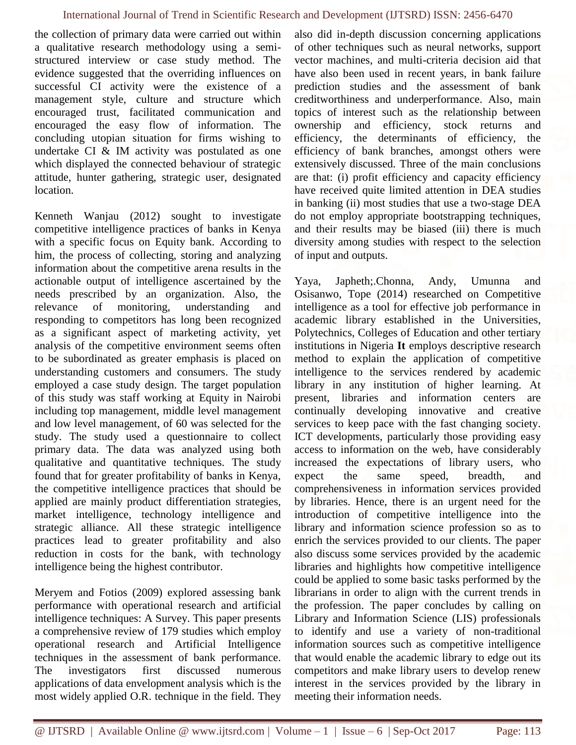the collection of primary data were carried out within a qualitative research methodology using a semi-structured interview or case study method. The evidence suggested that the overriding influences on successful CI activity were the existence of a management style, culture and structure which encouraged trust, facilitated communication and encouraged the easy flow of information. The concluding utopian situation for firms wishing to undertake CI & IM activity was postulated as one which displayed the connected behaviour of strategic attitude, hunter gathering, strategic user, designated location.

Kenneth Wanjau (2012) sought to investigate competitive intelligence practices of banks in Kenya with a specific focus on Equity bank. According to him, the process of collecting, storing and analyzing information about the competitive arena results in the actionable output of intelligence ascertained by the needs prescribed by an organization. Also, the relevance of monitoring, understanding and responding to competitors has long been recognized as a significant aspect of marketing activity, yet analysis of the competitive environment seems often to be subordinated as greater emphasis is placed on understanding customers and consumers. The study employed a case study design. The target population of this study was staff working at Equity in Nairobi including top management, middle level management and low level management, of 60 was selected for the study. The study used a questionnaire to collect primary data. The data was analyzed using both qualitative and quantitative techniques. The study found that for greater profitability of banks in Kenya, the competitive intelligence practices that should be applied are mainly product differentiation strategies, market intelligence, technology intelligence and strategic alliance. All these strategic intelligence practices lead to greater profitability and also reduction in costs for the bank, with technology intelligence being the highest contributor.

Meryem and Fotios (2009) explored assessing bank performance with operational research and artificial intelligence techniques: A Survey. This paper presents a comprehensive review of 179 studies which employ operational research and Artificial Intelligence techniques in the assessment of bank performance. The investigators first discussed numerous applications of data envelopment analysis which is the most widely applied O.R. technique in the field. They also did in-depth discussion concerning applications of other techniques such as neural networks, support vector machines, and multi-criteria decision aid that have also been used in recent years, in bank failure prediction studies and the assessment of bank creditworthiness and underperformance. Also, main topics of interest such as the relationship between ownership and efficiency, stock returns and efficiency, the determinants of efficiency, the efficiency of bank branches, amongst others were extensively discussed. Three of the main conclusions are that: (i) profit efficiency and capacity efficiency have received quite limited attention in DEA studies in banking (ii) most studies that use a two-stage DEA do not employ appropriate bootstrapping techniques, and their results may be biased (iii) there is much diversity among studies with respect to the selection of input and outputs.

Yaya, Japheth;.Chonna, Andy, Umunna and Osisanwo, Tope (2014) researched on Competitive intelligence as a tool for effective job performance in academic library established in the Universities, Polytechnics, Colleges of Education and other tertiary institutions in Nigeria **It** employs descriptive research method to explain the application of competitive intelligence to the services rendered by academic library in any institution of higher learning. At present, libraries and information centers are continually developing innovative and creative services to keep pace with the fast changing society. ICT developments, particularly those providing easy access to information on the web, have considerably increased the expectations of library users, who expect the same speed, breadth, and comprehensiveness in information services provided by libraries. Hence, there is an urgent need for the introduction of competitive intelligence into the library and information science profession so as to enrich the services provided to our clients. The paper also discuss some services provided by the academic libraries and highlights how competitive intelligence could be applied to some basic tasks performed by the librarians in order to align with the current trends in the profession. The paper concludes by calling on Library and Information Science (LIS) professionals to identify and use a variety of non-traditional information sources such as competitive intelligence that would enable the academic library to edge out its competitors and make library users to develop renew interest in the services provided by the library in meeting their information needs.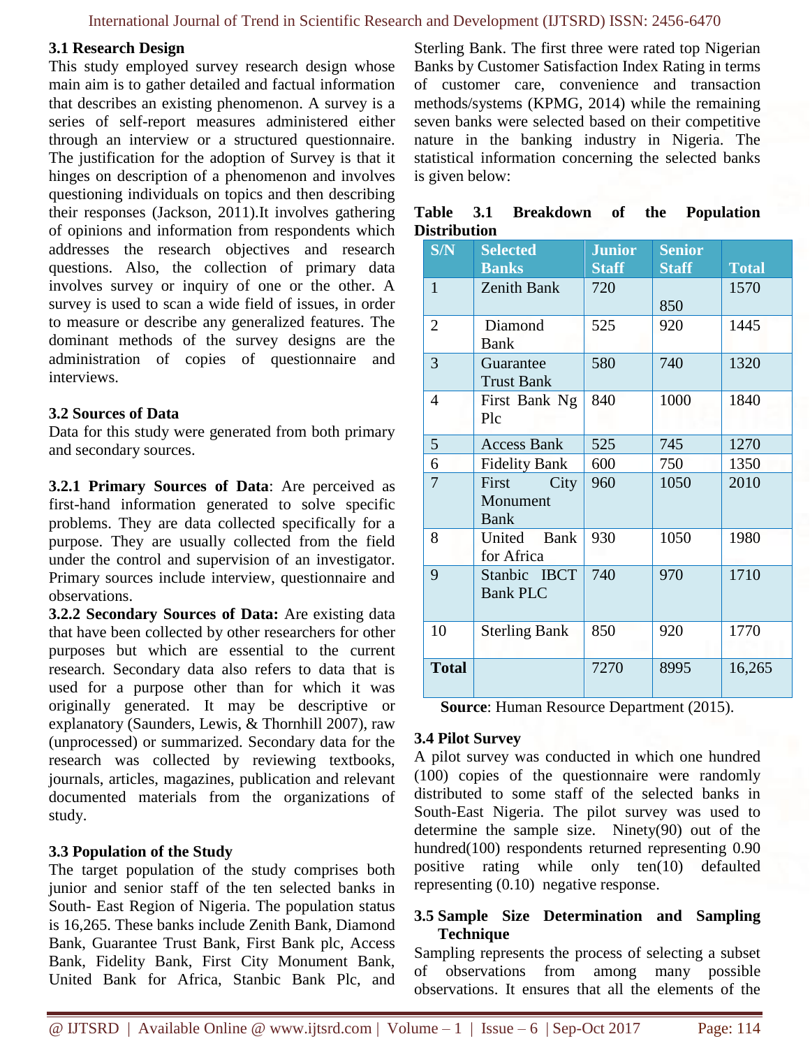### 3.1 Research Design

This study employed survey research design whose main aim is to gather detailed and factual information that describes an existing phenomenon. A survey is a series of self-report measures administered either through an interview or a structured questionnaire. The justification for the adoption of Survey is that it hinges on description of a phenomenon and involves questioning individuals on topics and then describing their responses (Jackson, 2011).It involves gathering of opinions and information from respondents which addresses the research objectives and research questions. Also, the collection of primary data involves survey or inquiry of one or the other. A survey is used to scan a wide field of issues, in order to measure or describe any generalized features. The dominant methods of the survey designs are the administration of copies of questionnaire and interviews.

### 3.2 Sources of Data

Data for this study were generated from both primary and secondary sources.

**3.2.1 Primary Sources of Data**: Are perceived as first-hand information generated to solve specific problems. They are data collected specifically for a purpose. They are usually collected from the field under the control and supervision of an investigator. Primary sources include interview, questionnaire and observations.

**3.2.2 Secondary Sources of Data:** Are existing data that have been collected by other researchers for other purposes but which are essential to the current research. Secondary data also refers to data that is used for a purpose other than for which it was originally generated. It may be descriptive or explanatory (Saunders, Lewis, & Thornhill 2007), raw (unprocessed) or summarized. Secondary data for the research was collected by reviewing textbooks, journals, articles, magazines, publication and relevant documented materials from the organizations of study.

### 3.3 Population of the Study

The target population of the study comprises both junior and senior staff of the ten selected banks in South- East Region of Nigeria. The population status is 16,265. These banks include Zenith Bank, Diamond Bank, Guarantee Trust Bank, First Bank plc, Access Bank, Fidelity Bank, First City Monument Bank, United Bank for Africa, Stanbic Bank Plc, and Sterling Bank. The first three were rated top Nigerian Banks by Customer Satisfaction Index Rating in terms of customer care, convenience and transaction methods/systems (KPMG, 2014) while the remaining seven banks were selected based on their competitive nature in the banking industry in Nigeria. The statistical information concerning the selected banks is given below:

**Table 3.1 Breakdown of the Population Distribution**

| S/N | Selected Banks | Junior Staff | Senior Staff | Total |
|---|---|---|---|---|
| 1 | Zenith Bank | 720 | 850 | 1570 |
| 2 | Diamond Bank | 525 | 920 | 1445 |
| 3 | Guarantee Trust Bank | 580 | 740 | 1320 |
| 4 | First Bank Ng Plc | 840 | 1000 | 1840 |
| 5 | Access Bank | 525 | 745 | 1270 |
| 6 | Fidelity Bank | 600 | 750 | 1350 |
| 7 | First City Monument Bank | 960 | 1050 | 2010 |
| 8 | United Bank for Africa | 930 | 1050 | 1980 |
| 9 | Stanbic IBCT Bank PLC | 740 | 970 | 1710 |
| 10 | Sterling Bank | 850 | 920 | 1770 |
| **Total** | | 7270 | 8995 | 16,265 |

**Source**: Human Resource Department (2015).

### 3.4 Pilot Survey

A pilot survey was conducted in which one hundred (100) copies of the questionnaire were randomly distributed to some staff of the selected banks in South-East Nigeria. The pilot survey was used to determine the sample size. Ninety(90) out of the hundred(100) respondents returned representing 0.90 positive rating while only ten(10) defaulted representing (0.10) negative response.

### 3.5 Sample Size Determination and Sampling Technique

Sampling represents the process of selecting a subset of observations from among many possible observations. It ensures that all the elements of the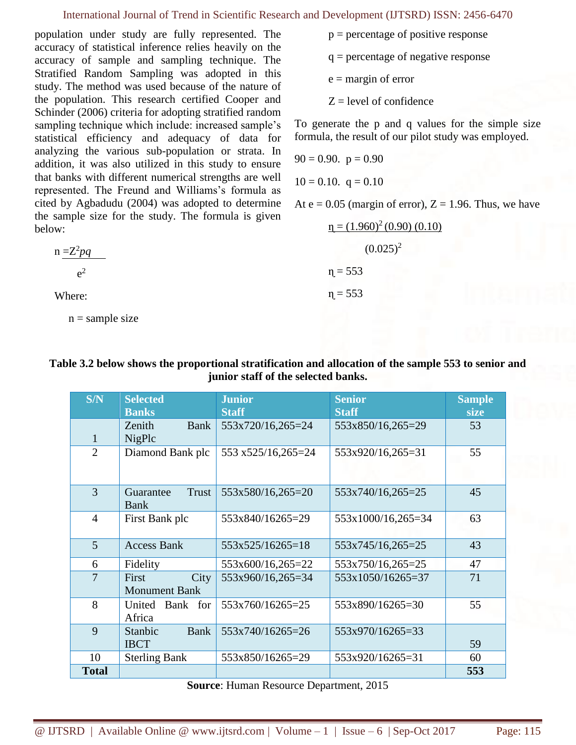population under study are fully represented. The accuracy of statistical inference relies heavily on the accuracy of sample and sampling technique. The Stratified Random Sampling was adopted in this study. The method was used because of the nature of the population. This research certified Cooper and Schinder (2006) criteria for adopting stratified random sampling technique which include: increased sample's statistical efficiency and adequacy of data for analyzing the various sub-population or strata. In addition, it was also utilized in this study to ensure that banks with different numerical strengths are well represented. The Freund and Williams's formula as cited by Agbadudu (2004) was adopted to determine the sample size for the study. The formula is given below:

$$n = \frac{Z^2 pq}{e^2}$$

Where:

n = sample size

p = percentage of positive response

q = percentage of negative response

e = margin of error

Z = level of confidence

To generate the p and q values for the simple size formula, the result of our pilot study was employed.

90 = 0.90. p = 0.90

10 = 0.10. q = 0.10

At e = 0.05 (margin of error), Z = 1.96. Thus, we have

$$n = \frac{(1.960)^2 (0.90)(0.10)}{(0.025)^2}$$

n = 553

n = 553

**Table 3.2 below shows the proportional stratification and allocation of the sample 553 to senior and junior staff of the selected banks.**

| S/N | Selected Banks | Junior Staff | Senior Staff | Sample size |
|---|---|---|---|---|
| 1 | Zenith Bank NigPlc | 553x720/16,265=24 | 553x850/16,265=29 | 53 |
| 2 | Diamond Bank plc | 553 x525/16,265=24 | 553x920/16,265=31 | 55 |
| 3 | Guarantee Trust Bank | 553x580/16,265=20 | 553x740/16,265=25 | 45 |
| 4 | First Bank plc | 553x840/16265=29 | 553x1000/16,265=34 | 63 |
| 5 | Access Bank | 553x525/16265=18 | 553x745/16,265=25 | 43 |
| 6 | Fidelity | 553x600/16,265=22 | 553x750/16,265=25 | 47 |
| 7 | First City Monument Bank | 553x960/16,265=34 | 553x1050/16265=37 | 71 |
| 8 | United Bank for Africa | 553x760/16265=25 | 553x890/16265=30 | 55 |
| 9 | Stanbic Bank IBCT | 553x740/16265=26 | 553x970/16265=33 | 59 |
| 10 | Sterling Bank | 553x850/16265=29 | 553x920/16265=31 | 60 |
| **Total** | | | | **553** |

**Source**: Human Resource Department, 2015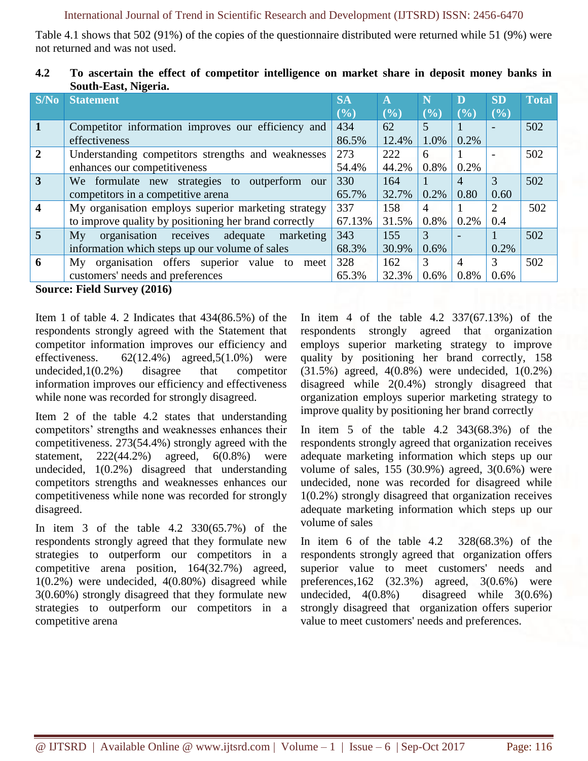Table 4.1 shows that 502 (91%) of the copies of the questionnaire distributed were returned while 51 (9%) were not returned and was not used.

**4.2 To ascertain the effect of competitor intelligence on market share in deposit money banks in South-East, Nigeria.**

| S/No | Statement | SA (%) | A (%) | N (%) | D (%) | SD (%) | Total |
|---|---|---|---|---|---|---|---|
| **1** | Competitor information improves our efficiency and effectiveness | 434 86.5% | 62 12.4% | 5 1.0% | 1 0.2% | - | 502 |
| **2** | Understanding competitors strengths and weaknesses enhances our competitiveness | 273 54.4% | 222 44.2% | 6 0.8% | 1 0.2% | - | 502 |
| **3** | We formulate new strategies to outperform our competitors in a competitive arena | 330 65.7% | 164 32.7% | 1 0.2% | 4 0.80 | 3 0.60 | 502 |
| **4** | My organisation employs superior marketing strategy to improve quality by positioning her brand correctly | 337 67.13% | 158 31.5% | 4 0.8% | 1 0.2% | 2 0.4 | 502 |
| **5** | My organisation receives adequate marketing information which steps up our volume of sales | 343 68.3% | 155 30.9% | 3 0.6% | - | 1 0.2% | 502 |
| **6** | My organisation offers superior value to meet customers' needs and preferences | 328 65.3% | 162 32.3% | 3 0.6% | 4 0.8% | 3 0.6% | 502 |

**Source: Field Survey (2016)**

Item 1 of table 4. 2 Indicates that 434(86.5%) of the respondents strongly agreed with the Statement that competitor information improves our efficiency and effectiveness. 62(12.4%) agreed,5(1.0%) were undecided,1(0.2%) disagree that competitor information improves our efficiency and effectiveness while none was recorded for strongly disagreed.

Item 2 of the table 4.2 states that understanding competitors' strengths and weaknesses enhances their competitiveness. 273(54.4%) strongly agreed with the statement, 222(44.2%) agreed, 6(0.8%) were undecided, 1(0.2%) disagreed that understanding competitors strengths and weaknesses enhances our competitiveness while none was recorded for strongly disagreed.

In item 3 of the table 4.2 330(65.7%) of the respondents strongly agreed that they formulate new strategies to outperform our competitors in a competitive arena position, 164(32.7%) agreed, 1(0.2%) were undecided, 4(0.80%) disagreed while 3(0.60%) strongly disagreed that they formulate new strategies to outperform our competitors in a competitive arena

In item 4 of the table 4.2 337(67.13%) of the respondents strongly agreed that organization employs superior marketing strategy to improve quality by positioning her brand correctly, 158 (31.5%) agreed, 4(0.8%) were undecided, 1(0.2%) disagreed while 2(0.4%) strongly disagreed that organization employs superior marketing strategy to improve quality by positioning her brand correctly

In item 5 of the table 4.2 343(68.3%) of the respondents strongly agreed that organization receives adequate marketing information which steps up our volume of sales, 155 (30.9%) agreed, 3(0.6%) were undecided, none was recorded for disagreed while 1(0.2%) strongly disagreed that organization receives adequate marketing information which steps up our volume of sales

In item 6 of the table 4.2 328(68.3%) of the respondents strongly agreed that organization offers superior value to meet customers' needs and preferences,162 (32.3%) agreed, 3(0.6%) were undecided, 4(0.8%) disagreed while 3(0.6%) strongly disagreed that organization offers superior value to meet customers' needs and preferences.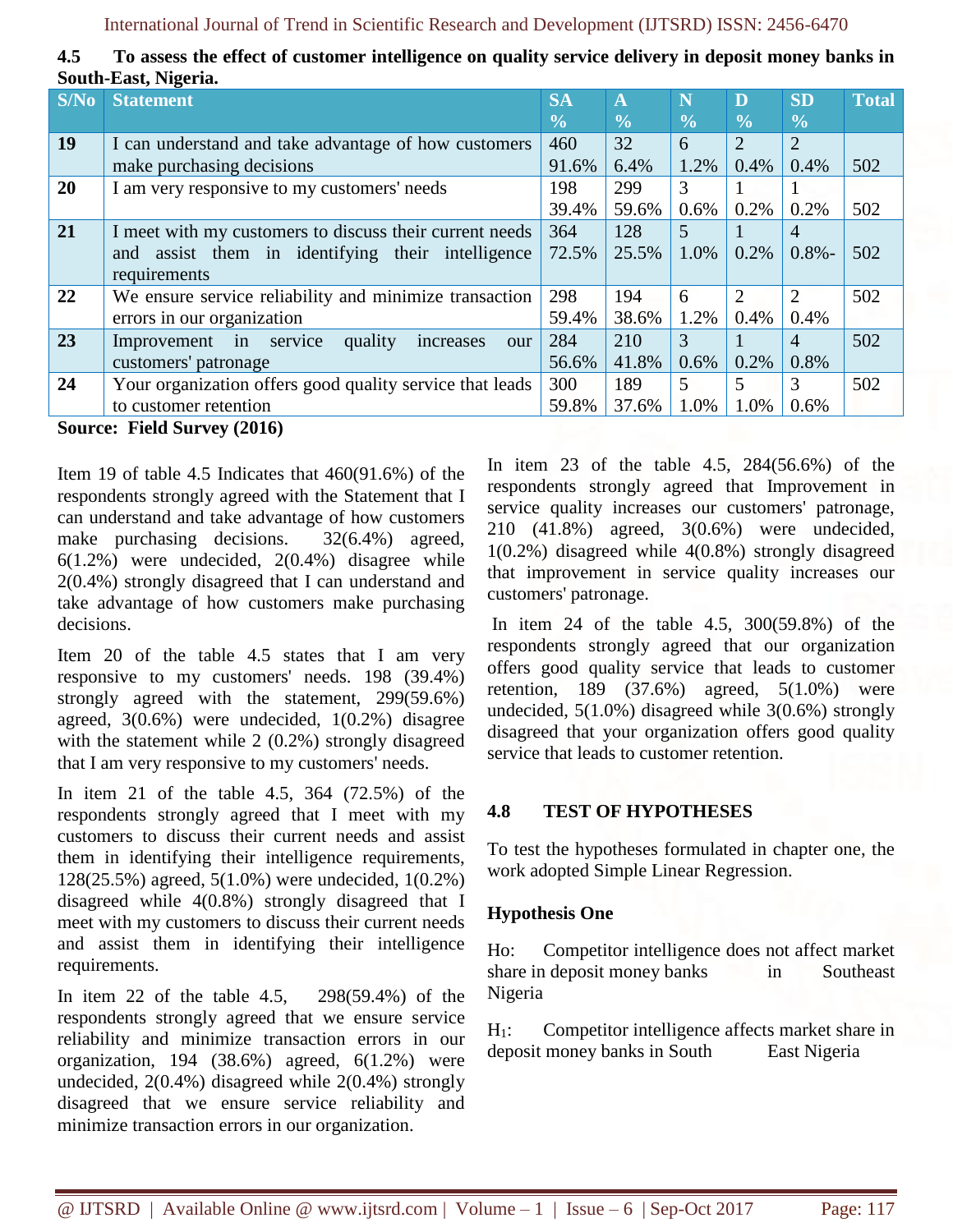**4.5 To assess the effect of customer intelligence on quality service delivery in deposit money banks in South-East, Nigeria.**

| S/No | Statement | SA % | A % | N % | D % | SD % | Total |
|---|---|---|---|---|---|---|---|
| 19 | I can understand and take advantage of how customers make purchasing decisions | 460 91.6% | 32 6.4% | 6 1.2% | 2 0.4% | 2 0.4% | 502 |
| 20 | I am very responsive to my customers' needs | 198 39.4% | 299 59.6% | 3 0.6% | 1 0.2% | 1 0.2% | 502 |
| 21 | I meet with my customers to discuss their current needs and assist them in identifying their intelligence requirements | 364 72.5% | 128 25.5% | 5 1.0% | 1 0.2% | 4 0.8%- | 502 |
| 22 | We ensure service reliability and minimize transaction errors in our organization | 298 59.4% | 194 38.6% | 6 1.2% | 2 0.4% | 2 0.4% | 502 |
| 23 | Improvement in service quality increases our customers' patronage | 284 56.6% | 210 41.8% | 3 0.6% | 1 0.2% | 4 0.8% | 502 |
| 24 | Your organization offers good quality service that leads to customer retention | 300 59.8% | 189 37.6% | 5 1.0% | 5 1.0% | 3 0.6% | 502 |

**Source: Field Survey (2016)**

Item 19 of table 4.5 Indicates that 460(91.6%) of the respondents strongly agreed with the Statement that I can understand and take advantage of how customers make purchasing decisions. 32(6.4%) agreed, 6(1.2%) were undecided, 2(0.4%) disagree while 2(0.4%) strongly disagreed that I can understand and take advantage of how customers make purchasing decisions.

Item 20 of the table 4.5 states that I am very responsive to my customers' needs. 198 (39.4%) strongly agreed with the statement, 299(59.6%) agreed, 3(0.6%) were undecided, 1(0.2%) disagree with the statement while 2 (0.2%) strongly disagreed that I am very responsive to my customers' needs.

In item 21 of the table 4.5, 364 (72.5%) of the respondents strongly agreed that I meet with my customers to discuss their current needs and assist them in identifying their intelligence requirements, 128(25.5%) agreed, 5(1.0%) were undecided, 1(0.2%) disagreed while 4(0.8%) strongly disagreed that I meet with my customers to discuss their current needs and assist them in identifying their intelligence requirements.

In item 22 of the table 4.5, 298(59.4%) of the respondents strongly agreed that we ensure service reliability and minimize transaction errors in our organization, 194 (38.6%) agreed, 6(1.2%) were undecided, 2(0.4%) disagreed while 2(0.4%) strongly disagreed that we ensure service reliability and minimize transaction errors in our organization.

In item 23 of the table 4.5, 284(56.6%) of the respondents strongly agreed that Improvement in service quality increases our customers' patronage, 210 (41.8%) agreed, 3(0.6%) were undecided, 1(0.2%) disagreed while 4(0.8%) strongly disagreed that improvement in service quality increases our customers' patronage.

In item 24 of the table 4.5, 300(59.8%) of the respondents strongly agreed that our organization offers good quality service that leads to customer retention, 189 (37.6%) agreed, 5(1.0%) were undecided, 5(1.0%) disagreed while 3(0.6%) strongly disagreed that your organization offers good quality service that leads to customer retention.

### 4.8 TEST OF HYPOTHESES

To test the hypotheses formulated in chapter one, the work adopted Simple Linear Regression.

**Hypothesis One**

Ho: Competitor intelligence does not affect market share in deposit money banks in Southeast Nigeria

$H_1$: Competitor intelligence affects market share in deposit money banks in South East Nigeria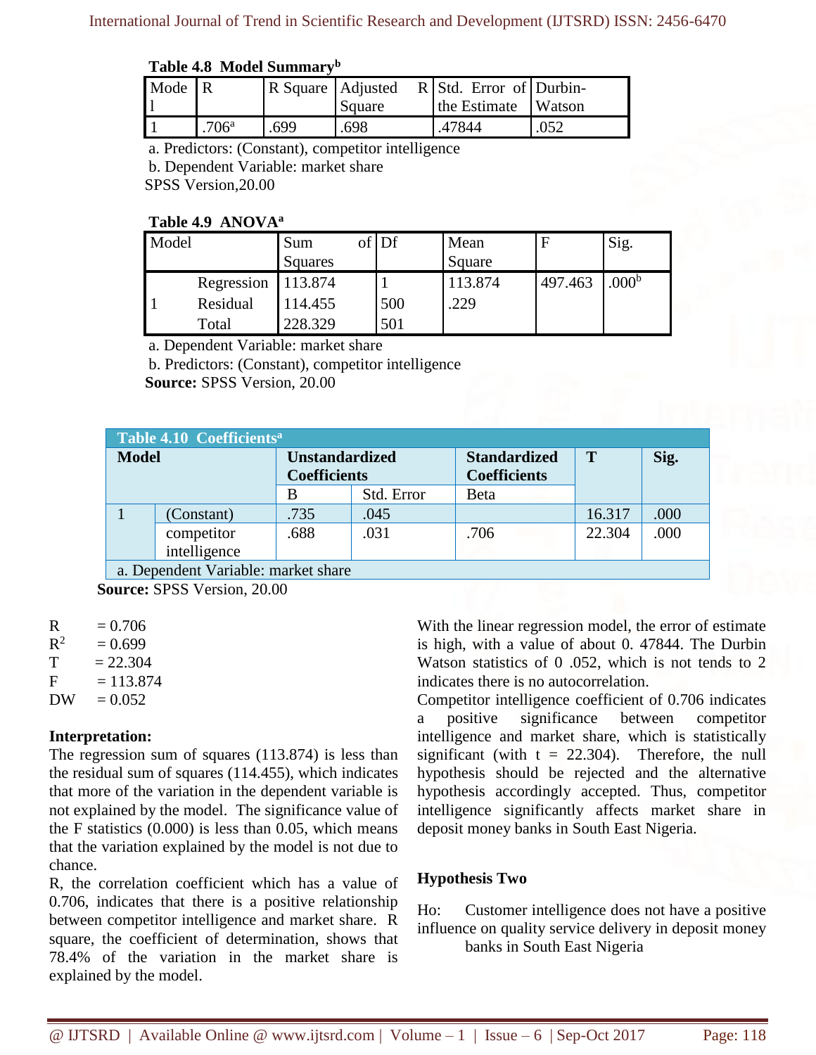**Table 4.8 Model Summary[b]**

| Model | R | R Square | Adjusted R Square | Std. Error of the Estimate | Durbin-Watson |
|---|---|---|---|---|---|
| 1 | .706[a] | .699 | .698 | .47844 | .052 |

a. Predictors: (Constant), competitor intelligence

b. Dependent Variable: market share

SPSS Version,20.00

**Table 4.9 ANOVA[a]**

| Model | | Sum of Squares | Df | Mean Square | F | Sig. |
|---|---|---|---|---|---|---|
| 1 | Regression | 113.874 | 1 | 113.874 | 497.463 | .000[b] |
| | Residual | 114.455 | 500 | .229 | | |
| | Total | 228.329 | 501 | | | |

a. Dependent Variable: market share

b. Predictors: (Constant), competitor intelligence

**Source:** SPSS Version, 20.00

**Table 4.10 Coefficients[a]**

| Model | | Unstandardized Coefficients | | Standardized Coefficients | T | Sig. |
|---|---|---|---|---|---|---|
| | | B | Std. Error | Beta | | |
| 1 | (Constant) | .735 | .045 | | 16.317 | .000 |
| | competitor intelligence | .688 | .031 | .706 | 22.304 | .000 |

a. Dependent Variable: market share

**Source:** SPSS Version, 20.00

R = 0.706
$R^2$ = 0.699
T = 22.304
F = 113.874
DW = 0.052

**Interpretation:**

The regression sum of squares (113.874) is less than the residual sum of squares (114.455), which indicates that more of the variation in the dependent variable is not explained by the model. The significance value of the F statistics (0.000) is less than 0.05, which means that the variation explained by the model is not due to chance.

R, the correlation coefficient which has a value of 0.706, indicates that there is a positive relationship between competitor intelligence and market share. R square, the coefficient of determination, shows that 78.4% of the variation in the market share is explained by the model.

With the linear regression model, the error of estimate is high, with a value of about 0. 47844. The Durbin Watson statistics of 0 .052, which is not tends to 2 indicates there is no autocorrelation.

Competitor intelligence coefficient of 0.706 indicates a positive significance between competitor intelligence and market share, which is statistically significant (with t = 22.304). Therefore, the null hypothesis should be rejected and the alternative hypothesis accordingly accepted. Thus, competitor intelligence significantly affects market share in deposit money banks in South East Nigeria.

**Hypothesis Two**

Ho: Customer intelligence does not have a positive influence on quality service delivery in deposit money banks in South East Nigeria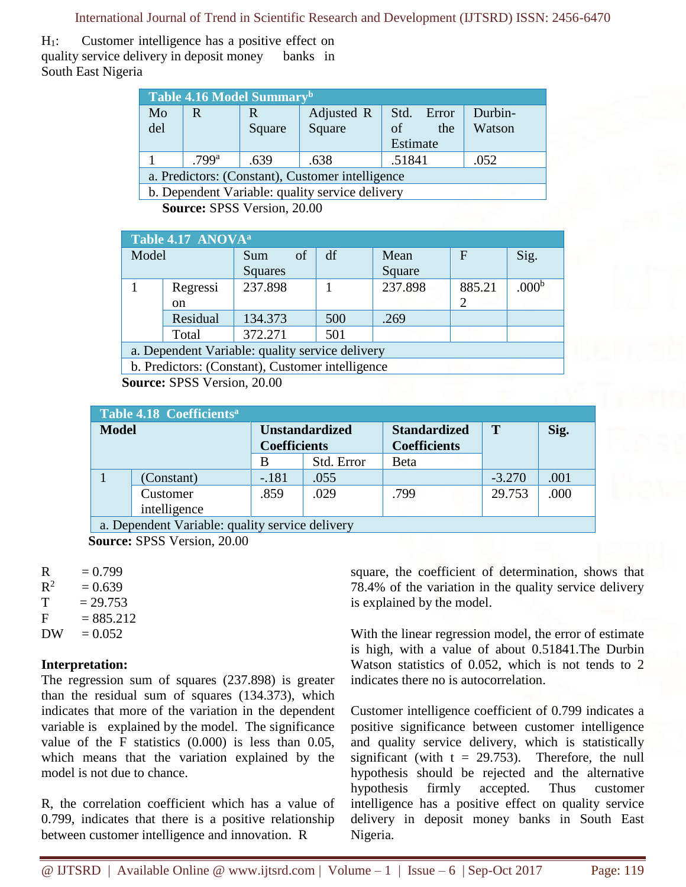$H_1$: Customer intelligence has a positive effect on quality service delivery in deposit money banks in South East Nigeria

**Table 4.16 Model Summary[b]**

| Model | R | R Square | Adjusted R Square | Std. Error of the Estimate | Durbin-Watson |
|---|---|---|---|---|---|
| 1 | .799[a] | .639 | .638 | .51841 | .052 |
| a. Predictors: (Constant), Customer intelligence | | | | | |
| b. Dependent Variable: quality service delivery | | | | | |

**Source:** SPSS Version, 20.00

**Table 4.17 ANOVA[a]**

| Model | | Sum of Squares | df | Mean Square | F | Sig. |
|---|---|---|---|---|---|---|
| 1 | Regression | 237.898 | 1 | 237.898 | 885.212 | .000[b] |
| | Residual | 134.373 | 500 | .269 | | |
| | Total | 372.271 | 501 | | | |
| a. Dependent Variable: quality service delivery | | | | | | |
| b. Predictors: (Constant), Customer intelligence | | | | | | |

**Source:** SPSS Version, 20.00

**Table 4.18 Coefficients[a]**

| Model | | Unstandardized Coefficients | | Standardized Coefficients | T | Sig. |
|---|---|---|---|---|---|---|
| | | B | Std. Error | Beta | | |
| 1 | (Constant) | -.181 | .055 | | -3.270 | .001 |
| | Customer intelligence | .859 | .029 | .799 | 29.753 | .000 |
| a. Dependent Variable: quality service delivery | | | | | | |

**Source:** SPSS Version, 20.00

R = 0.799
$R^2$ = 0.639
T = 29.753
F = 885.212
DW = 0.052

**Interpretation:**

The regression sum of squares (237.898) is greater than the residual sum of squares (134.373), which indicates that more of the variation in the dependent variable is explained by the model. The significance value of the F statistics (0.000) is less than 0.05, which means that the variation explained by the model is not due to chance.

R, the correlation coefficient which has a value of 0.799, indicates that there is a positive relationship between customer intelligence and innovation. R square, the coefficient of determination, shows that 78.4% of the variation in the quality service delivery is explained by the model.

With the linear regression model, the error of estimate is high, with a value of about 0.51841.The Durbin Watson statistics of 0.052, which is not tends to 2 indicates there no is autocorrelation.

Customer intelligence coefficient of 0.799 indicates a positive significance between customer intelligence and quality service delivery, which is statistically significant (with t = 29.753). Therefore, the null hypothesis should be rejected and the alternative hypothesis firmly accepted. Thus customer intelligence has a positive effect on quality service delivery in deposit money banks in South East Nigeria.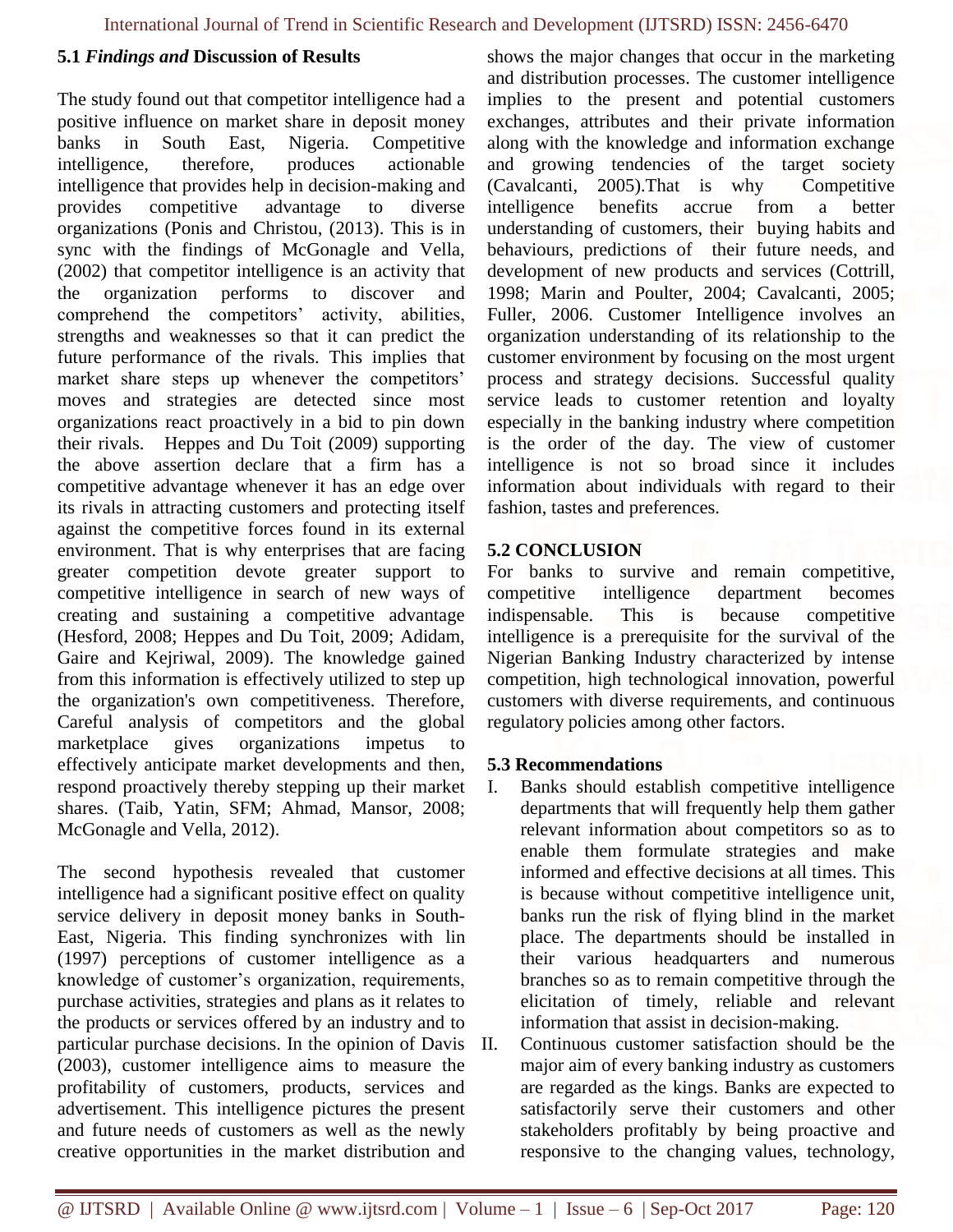### 5.1 *Findings and* Discussion of Results

The study found out that competitor intelligence had a positive influence on market share in deposit money banks in South East, Nigeria. Competitive intelligence, therefore, produces actionable intelligence that provides help in decision-making and provides competitive advantage to diverse organizations (Ponis and Christou, (2013). This is in sync with the findings of McGonagle and Vella, (2002) that competitor intelligence is an activity that the organization performs to discover and comprehend the competitors' activity, abilities, strengths and weaknesses so that it can predict the future performance of the rivals. This implies that market share steps up whenever the competitors' moves and strategies are detected since most organizations react proactively in a bid to pin down their rivals. Heppes and Du Toit (2009) supporting the above assertion declare that a firm has a competitive advantage whenever it has an edge over its rivals in attracting customers and protecting itself against the competitive forces found in its external environment. That is why enterprises that are facing greater competition devote greater support to competitive intelligence in search of new ways of creating and sustaining a competitive advantage (Hesford, 2008; Heppes and Du Toit, 2009; Adidam, Gaire and Kejriwal, 2009). The knowledge gained from this information is effectively utilized to step up the organization's own competitiveness. Therefore, Careful analysis of competitors and the global marketplace gives organizations impetus to effectively anticipate market developments and then, respond proactively thereby stepping up their market shares. (Taib, Yatin, SFM; Ahmad, Mansor, 2008; McGonagle and Vella, 2012).

The second hypothesis revealed that customer intelligence had a significant positive effect on quality service delivery in deposit money banks in South-East, Nigeria. This finding synchronizes with lin (1997) perceptions of customer intelligence as a knowledge of customer's organization, requirements, purchase activities, strategies and plans as it relates to the products or services offered by an industry and to particular purchase decisions. In the opinion of Davis (2003), customer intelligence aims to measure the profitability of customers, products, services and advertisement. This intelligence pictures the present and future needs of customers as well as the newly creative opportunities in the market distribution and shows the major changes that occur in the marketing and distribution processes. The customer intelligence implies to the present and potential customers exchanges, attributes and their private information along with the knowledge and information exchange and growing tendencies of the target society (Cavalcanti, 2005).That is why Competitive intelligence benefits accrue from a better understanding of customers, their buying habits and behaviours, predictions of their future needs, and development of new products and services (Cottrill, 1998; Marin and Poulter, 2004; Cavalcanti, 2005; Fuller, 2006. Customer Intelligence involves an organization understanding of its relationship to the customer environment by focusing on the most urgent process and strategy decisions. Successful quality service leads to customer retention and loyalty especially in the banking industry where competition is the order of the day. The view of customer intelligence is not so broad since it includes information about individuals with regard to their fashion, tastes and preferences.

### 5.2 CONCLUSION

For banks to survive and remain competitive, competitive intelligence department becomes indispensable. This is because competitive intelligence is a prerequisite for the survival of the Nigerian Banking Industry characterized by intense competition, high technological innovation, powerful customers with diverse requirements, and continuous regulatory policies among other factors.

### 5.3 Recommendations

I. Banks should establish competitive intelligence departments that will frequently help them gather relevant information about competitors so as to enable them formulate strategies and make informed and effective decisions at all times. This is because without competitive intelligence unit, banks run the risk of flying blind in the market place. The departments should be installed in their various headquarters and numerous branches so as to remain competitive through the elicitation of timely, reliable and relevant information that assist in decision-making.

II. Continuous customer satisfaction should be the major aim of every banking industry as customers are regarded as the kings. Banks are expected to satisfactorily serve their customers and other stakeholders profitably by being proactive and responsive to the changing values, technology,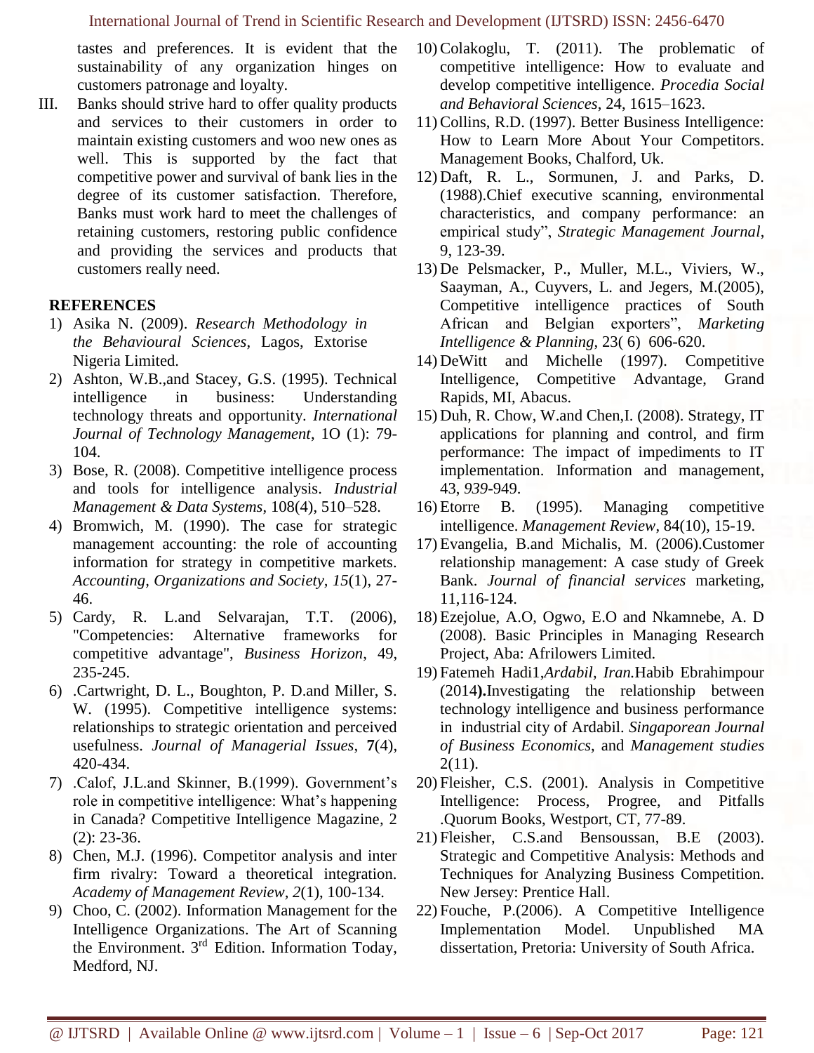tastes and preferences. It is evident that the sustainability of any organization hinges on customers patronage and loyalty.

III. Banks should strive hard to offer quality products and services to their customers in order to maintain existing customers and woo new ones as well. This is supported by the fact that competitive power and survival of bank lies in the degree of its customer satisfaction. Therefore, Banks must work hard to meet the challenges of retaining customers, restoring public confidence and providing the services and products that customers really need.

**REFERENCES**

1) Asika N. (2009). *Research Methodology in the Behavioural Sciences*, Lagos, Extorise Nigeria Limited.
2) Ashton, W.B.,and Stacey, G.S. (1995). Technical intelligence in business: Understanding technology threats and opportunity. *International Journal of Technology Management*, 1O (1): 79-104.
3) Bose, R. (2008). Competitive intelligence process and tools for intelligence analysis. *Industrial Management & Data Systems*, 108(4), 510–528.
4) Bromwich, M. (1990). The case for strategic management accounting: the role of accounting information for strategy in competitive markets. *Accounting, Organizations and Society*, *15*(1), 27-46.
5) Cardy, R. L.and Selvarajan, T.T. (2006), "Competencies: Alternative frameworks for competitive advantage", *Business Horizon*, 49, 235-245.
6) .Cartwright, D. L., Boughton, P. D.and Miller, S. W. (1995). Competitive intelligence systems: relationships to strategic orientation and perceived usefulness. *Journal of Managerial Issues*, **7**(4), 420-434.
7) .Calof, J.L.and Skinner, B.(1999). Government's role in competitive intelligence: What's happening in Canada? Competitive Intelligence Magazine, 2 (2): 23-36.
8) Chen, M.J. (1996). Competitor analysis and inter firm rivalry: Toward a theoretical integration. *Academy of Management Review*, *2*(1), 100-134.
9) Choo, C. (2002). Information Management for the Intelligence Organizations. The Art of Scanning the Environment. 3rd Edition. Information Today, Medford, NJ.
10) Colakoglu, T. (2011). The problematic of competitive intelligence: How to evaluate and develop competitive intelligence. *Procedia Social and Behavioral Sciences*, 24, 1615–1623.
11) Collins, R.D. (1997). Better Business Intelligence: How to Learn More About Your Competitors. Management Books, Chalford, Uk.
12) Daft, R. L., Sormunen, J. and Parks, D. (1988).Chief executive scanning, environmental characteristics, and company performance: an empirical study", *Strategic Management Journal*, 9, 123-39.
13) De Pelsmacker, P., Muller, M.L., Viviers, W., Saayman, A., Cuyvers, L. and Jegers, M.(2005), Competitive intelligence practices of South African and Belgian exporters", *Marketing Intelligence & Planning*, 23( 6) 606-620.
14) DeWitt and Michelle (1997). Competitive Intelligence, Competitive Advantage, Grand Rapids, MI, Abacus.
15) Duh, R. Chow, W.and Chen,I. (2008). Strategy, IT applications for planning and control, and firm performance: The impact of impediments to IT implementation. Information and management, 43, *939*-949.
16) Etorre B. (1995). Managing competitive intelligence. *Management Review*, 84(10), 15-19.
17) Evangelia, B.and Michalis, M. (2006).Customer relationship management: A case study of Greek Bank. *Journal of financial services* marketing, 11,116-124.
18) Ezejolue, A.O, Ogwo, E.O and Nkamnebe, A. D (2008). Basic Principles in Managing Research Project, Aba: Afrilowers Limited.
19) Fatemeh Hadi1,*Ardabil, Iran.*Habib Ebrahimpour (2014**).**Investigating the relationship between technology intelligence and business performance in industrial city of Ardabil. *Singaporean Journal of Business Economics*, and *Management studies* 2(11).
20) Fleisher, C.S. (2001). Analysis in Competitive Intelligence: Process, Progree, and Pitfalls .Quorum Books, Westport, CT, 77-89.
21) Fleisher, C.S.and Bensoussan, B.E (2003). Strategic and Competitive Analysis: Methods and Techniques for Analyzing Business Competition. New Jersey: Prentice Hall.
22) Fouche, P.(2006). A Competitive Intelligence Implementation Model. Unpublished MA dissertation, Pretoria: University of South Africa.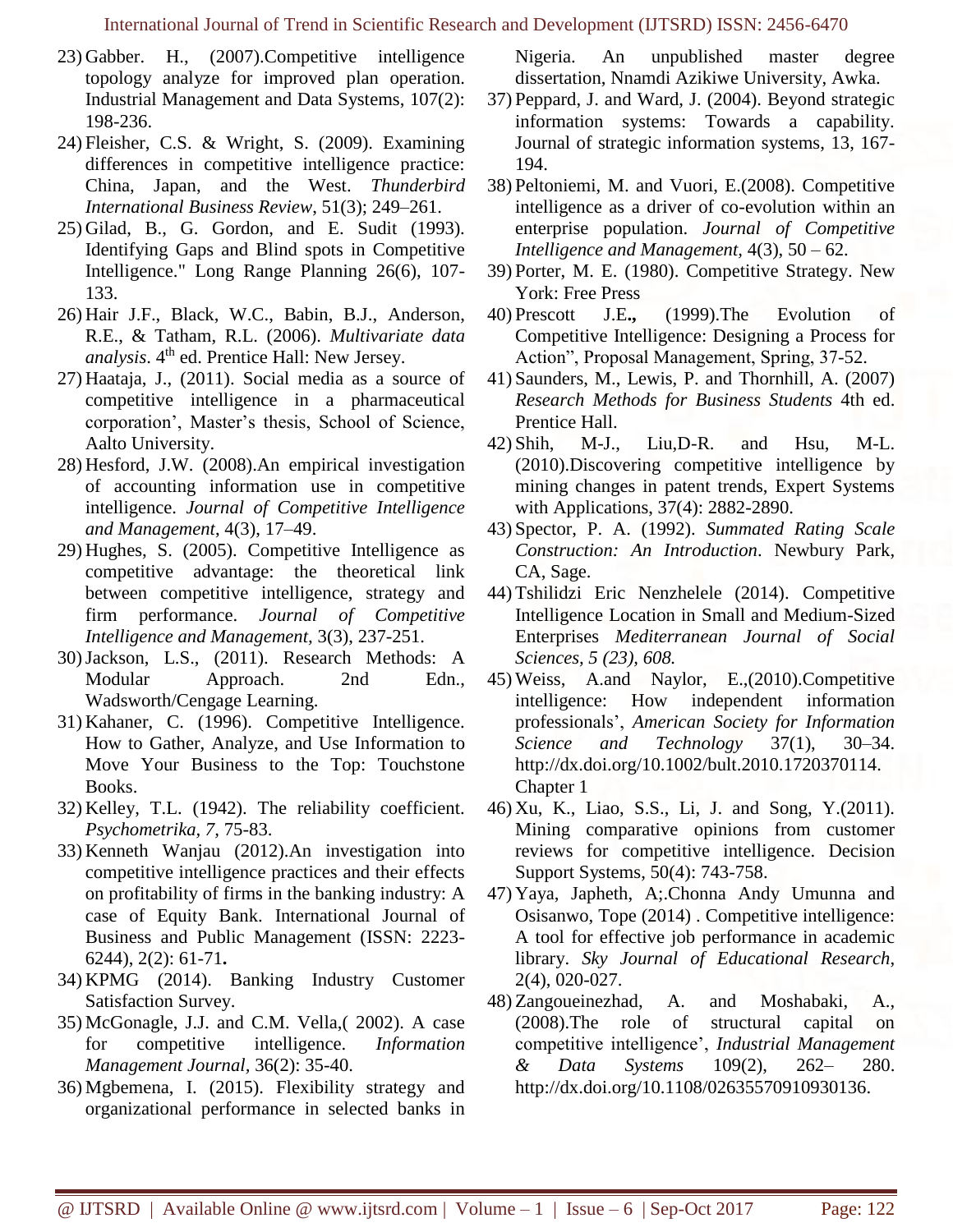23) Gabber. H., (2007).Competitive intelligence topology analyze for improved plan operation. Industrial Management and Data Systems, 107(2): 198-236.

24) Fleisher, C.S. & Wright, S. (2009). Examining differences in competitive intelligence practice: China, Japan, and the West. *Thunderbird International Business Review*, 51(3); 249–261.

25) Gilad, B., G. Gordon, and E. Sudit (1993). Identifying Gaps and Blind spots in Competitive Intelligence." Long Range Planning 26(6), 107-133.

26) Hair J.F., Black, W.C., Babin, B.J., Anderson, R.E., & Tatham, R.L. (2006). *Multivariate data analysis*. 4th ed. Prentice Hall: New Jersey.

27) Haataja, J., (2011). Social media as a source of competitive intelligence in a pharmaceutical corporation', Master's thesis, School of Science, Aalto University.

28) Hesford, J.W. (2008).An empirical investigation of accounting information use in competitive intelligence. *Journal of Competitive Intelligence and Management*, 4(3), 17–49.

29) Hughes, S. (2005). Competitive Intelligence as competitive advantage: the theoretical link between competitive intelligence, strategy and firm performance. *Journal of Competitive Intelligence and Management*, 3(3), 237-251.

30) Jackson, L.S., (2011). Research Methods: A Modular Approach. 2nd Edn., Wadsworth/Cengage Learning.

31) Kahaner, C. (1996). Competitive Intelligence. How to Gather, Analyze, and Use Information to Move Your Business to the Top: Touchstone Books.

32) Kelley, T.L. (1942). The reliability coefficient. *Psychometrika, 7,* 75-83.

33) Kenneth Wanjau (2012).An investigation into competitive intelligence practices and their effects on profitability of firms in the banking industry: A case of Equity Bank. International Journal of Business and Public Management (ISSN: 2223-6244), 2(2): 61-71**.**

34) KPMG (2014). Banking Industry Customer Satisfaction Survey.

35) McGonagle, J.J. and C.M. Vella,( 2002). A case for competitive intelligence. *Information Management Journal*, 36(2): 35-40.

36) Mgbemena, I. (2015). Flexibility strategy and organizational performance in selected banks in Nigeria. An unpublished master degree dissertation, Nnamdi Azikiwe University, Awka.

37) Peppard, J. and Ward, J. (2004). Beyond strategic information systems: Towards a capability. Journal of strategic information systems, 13, 167-194.

38) Peltoniemi, M. and Vuori, E.(2008). Competitive intelligence as a driver of co-evolution within an enterprise population. *Journal of Competitive Intelligence and Management,* 4(3), 50 – 62.

39) Porter, M. E. (1980). Competitive Strategy. New York: Free Press

40) Prescott J.E**.,** (1999).The Evolution of Competitive Intelligence: Designing a Process for Action", Proposal Management, Spring, 37-52.

41) Saunders, M., Lewis, P. and Thornhill, A. (2007) *Research Methods for Business Students* 4th ed. Prentice Hall.

42) Shih, M-J., Liu,D-R. and Hsu, M-L. (2010).Discovering competitive intelligence by mining changes in patent trends, Expert Systems with Applications, 37(4): 2882-2890.

43) Spector, P. A. (1992). *Summated Rating Scale Construction: An Introduction*. Newbury Park, CA, Sage.

44) Tshilidzi Eric Nenzhelele (2014). Competitive Intelligence Location in Small and Medium-Sized Enterprises *Mediterranean Journal of Social Sciences, 5 (23), 608.*

45) Weiss, A.and Naylor, E.,(2010).Competitive intelligence: How independent information professionals', *American Society for Information Science and Technology* 37(1), 30–34. http://dx.doi.org/10.1002/bult.2010.1720370114. Chapter 1

46) Xu, K., Liao, S.S., Li, J. and Song, Y.(2011). Mining comparative opinions from customer reviews for competitive intelligence. Decision Support Systems, 50(4): 743-758.

47) Yaya, Japheth, A;.Chonna Andy Umunna and Osisanwo, Tope (2014) . Competitive intelligence: A tool for effective job performance in academic library. *Sky Journal of Educational Research*, 2(4), 020-027.

48) Zangoueinezhad, A. and Moshabaki, A., (2008).The role of structural capital on competitive intelligence', *Industrial Management & Data Systems* 109(2), 262– 280. http://dx.doi.org/10.1108/02635570910930136.